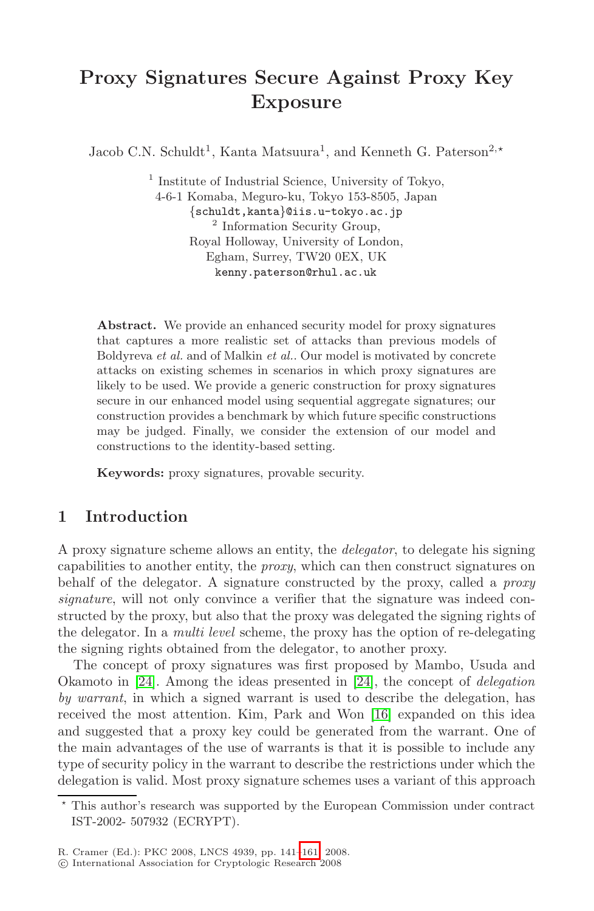# Proxy Signatures Secure Against Proxy Key Exposure

Jacob C.N. Schuldt[1], Kanta Matsuura[1], and Kenneth G. Paterson[2,⋆]

[1] Institute of Industrial Science, University of Tokyo,
4-6-1 Komaba, Meguro-ku, Tokyo 153-8505, Japan
{schuldt,kanta}@iis.u-tokyo.ac.jp

[2] Information Security Group,
Royal Holloway, University of London,
Egham, Surrey, TW20 0EX, UK
kenny.paterson@rhul.ac.uk

**Abstract.** We provide an enhanced security model for proxy signatures that captures a more realistic set of attacks than previous models of Boldyreva *et al.* and of Malkin *et al.*. Our model is motivated by concrete attacks on existing schemes in scenarios in which proxy signatures are likely to be used. We provide a generic construction for proxy signatures secure in our enhanced model using sequential aggregate signatures; our construction provides a benchmark by which future specific constructions may be judged. Finally, we consider the extension of our model and constructions to the identity-based setting.

**Keywords:** proxy signatures, provable security.

## 1 Introduction

A proxy signature scheme allows an entity, the *delegator*, to delegate his signing capabilities to another entity, the *proxy*, which can then construct signatures on behalf of the delegator. A signature constructed by the proxy, called a *proxy signature*, will not only convince a verifier that the signature was indeed constructed by the proxy, but also that the proxy was delegated the signing rights of the delegator. In a *multi level* scheme, the proxy has the option of re-delegating the signing rights obtained from the delegator, to another proxy.

The concept of proxy signatures was first proposed by Mambo, Usuda and Okamoto in [24]. Among the ideas presented in [24], the concept of *delegation by warrant*, in which a signed warrant is used to describe the delegation, has received the most attention. Kim, Park and Won [16] expanded on this idea and suggested that a proxy key could be generated from the warrant. One of the main advantages of the use of warrants is that it is possible to include any type of security policy in the warrant to describe the restrictions under which the delegation is valid. Most proxy signature schemes uses a variant of this approach

⋆ This author's research was supported by the European Commission under contract IST-2002- 507932 (ECRYPT).

R. Cramer (Ed.): PKC 2008, LNCS 4939, pp. 141–161, 2008.
© International Association for Cryptologic Research 2008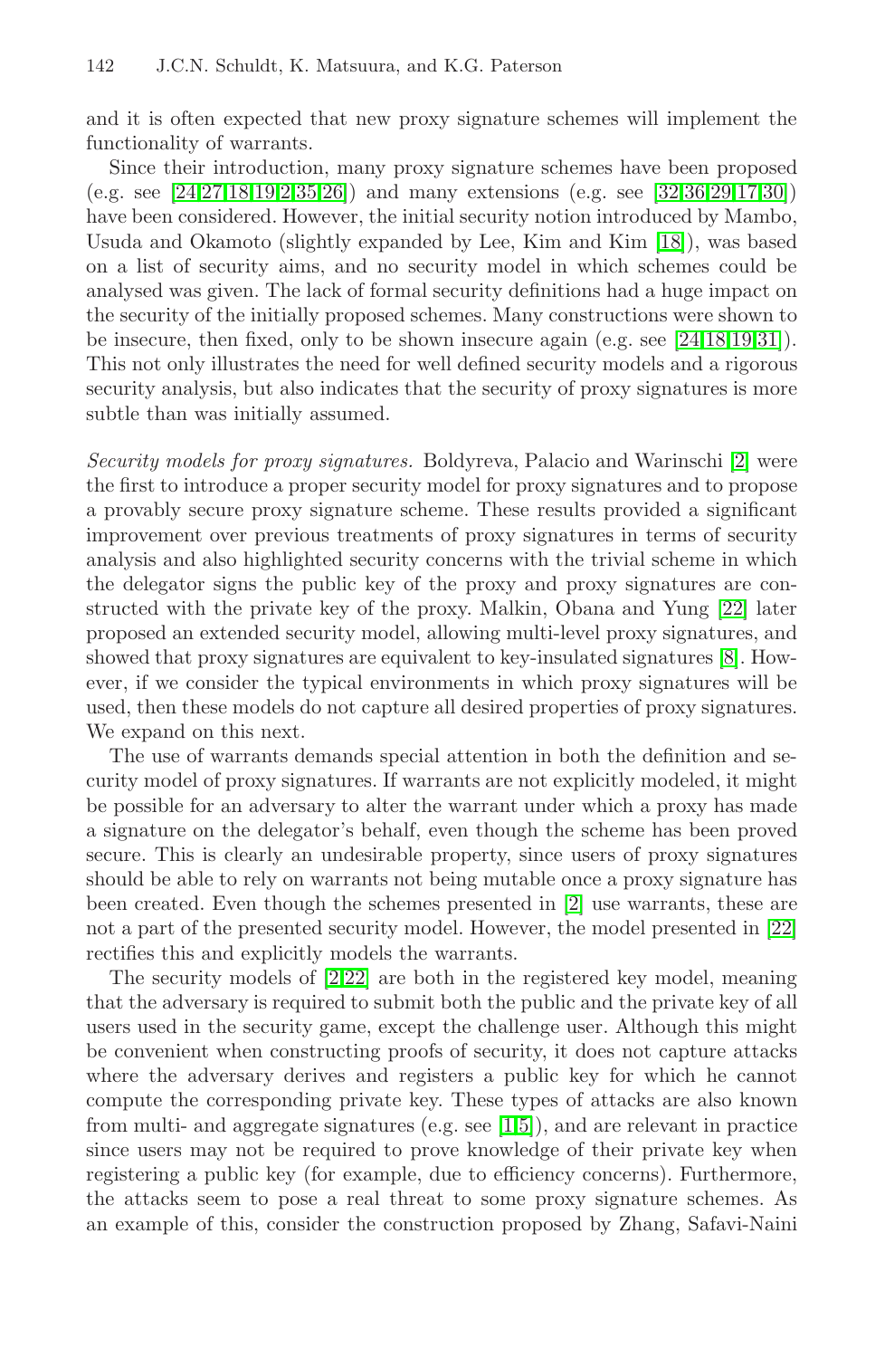and it is often expected that new proxy signature schemes will implement the functionality of warrants.

Since their introduction, many proxy signature schemes have been proposed (e.g. see [24,27,18,19,2,35,26]) and many extensions (e.g. see [32,36,29,17,30]) have been considered. However, the initial security notion introduced by Mambo, Usuda and Okamoto (slightly expanded by Lee, Kim and Kim [18]), was based on a list of security aims, and no security model in which schemes could be analysed was given. The lack of formal security definitions had a huge impact on the security of the initially proposed schemes. Many constructions were shown to be insecure, then fixed, only to be shown insecure again (e.g. see [24,18,19,31]). This not only illustrates the need for well defined security models and a rigorous security analysis, but also indicates that the security of proxy signatures is more subtle than was initially assumed.

*Security models for proxy signatures.* Boldyreva, Palacio and Warinschi [2] were the first to introduce a proper security model for proxy signatures and to propose a provably secure proxy signature scheme. These results provided a significant improvement over previous treatments of proxy signatures in terms of security analysis and also highlighted security concerns with the trivial scheme in which the delegator signs the public key of the proxy and proxy signatures are constructed with the private key of the proxy. Malkin, Obana and Yung [22] later proposed an extended security model, allowing multi-level proxy signatures, and showed that proxy signatures are equivalent to key-insulated signatures [8]. However, if we consider the typical environments in which proxy signatures will be used, then these models do not capture all desired properties of proxy signatures. We expand on this next.

The use of warrants demands special attention in both the definition and security model of proxy signatures. If warrants are not explicitly modeled, it might be possible for an adversary to alter the warrant under which a proxy has made a signature on the delegator's behalf, even though the scheme has been proved secure. This is clearly an undesirable property, since users of proxy signatures should be able to rely on warrants not being mutable once a proxy signature has been created. Even though the schemes presented in [2] use warrants, these are not a part of the presented security model. However, the model presented in [22] rectifies this and explicitly models the warrants.

The security models of [2,22] are both in the registered key model, meaning that the adversary is required to submit both the public and the private key of all users used in the security game, except the challenge user. Although this might be convenient when constructing proofs of security, it does not capture attacks where the adversary derives and registers a public key for which he cannot compute the corresponding private key. These types of attacks are also known from multi- and aggregate signatures (e.g. see [1,5]), and are relevant in practice since users may not be required to prove knowledge of their private key when registering a public key (for example, due to efficiency concerns). Furthermore, the attacks seem to pose a real threat to some proxy signature schemes. As an example of this, consider the construction proposed by Zhang, Safavi-Naini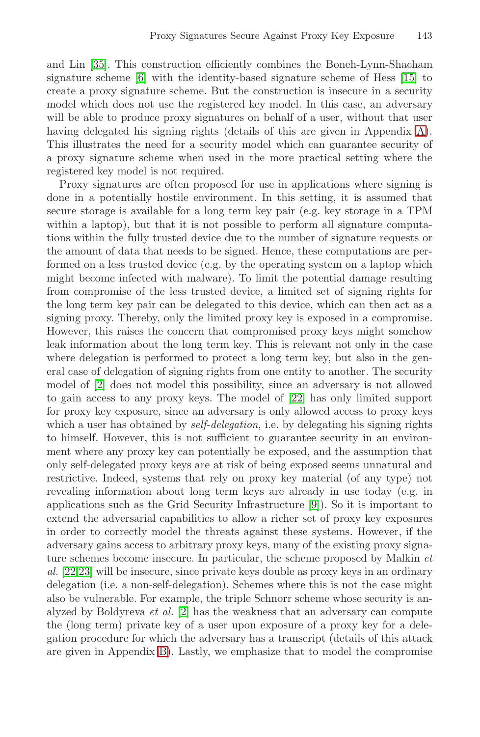and Lin [35]. This construction efficiently combines the Boneh-Lynn-Shacham signature scheme [6] with the identity-based signature scheme of Hess [15] to create a proxy signature scheme. But the construction is insecure in a security model which does not use the registered key model. In this case, an adversary will be able to produce proxy signatures on behalf of a user, without that user having delegated his signing rights (details of this are given in Appendix A). This illustrates the need for a security model which can guarantee security of a proxy signature scheme when used in the more practical setting where the registered key model is not required.

Proxy signatures are often proposed for use in applications where signing is done in a potentially hostile environment. In this setting, it is assumed that secure storage is available for a long term key pair (e.g. key storage in a TPM within a laptop), but that it is not possible to perform all signature computations within the fully trusted device due to the number of signature requests or the amount of data that needs to be signed. Hence, these computations are performed on a less trusted device (e.g. by the operating system on a laptop which might become infected with malware). To limit the potential damage resulting from compromise of the less trusted device, a limited set of signing rights for the long term key pair can be delegated to this device, which can then act as a signing proxy. Thereby, only the limited proxy key is exposed in a compromise. However, this raises the concern that compromised proxy keys might somehow leak information about the long term key. This is relevant not only in the case where delegation is performed to protect a long term key, but also in the general case of delegation of signing rights from one entity to another. The security model of [2] does not model this possibility, since an adversary is not allowed to gain access to any proxy keys. The model of [22] has only limited support for proxy key exposure, since an adversary is only allowed access to proxy keys which a user has obtained by *self-delegation*, i.e. by delegating his signing rights to himself. However, this is not sufficient to guarantee security in an environment where any proxy key can potentially be exposed, and the assumption that only self-delegated proxy keys are at risk of being exposed seems unnatural and restrictive. Indeed, systems that rely on proxy key material (of any type) not revealing information about long term keys are already in use today (e.g. in applications such as the Grid Security Infrastructure [9]). So it is important to extend the adversarial capabilities to allow a richer set of proxy key exposures in order to correctly model the threats against these systems. However, if the adversary gains access to arbitrary proxy keys, many of the existing proxy signature schemes become insecure. In particular, the scheme proposed by Malkin *et al.* [22,23] will be insecure, since private keys double as proxy keys in an ordinary delegation (i.e. a non-self-delegation). Schemes where this is not the case might also be vulnerable. For example, the triple Schnorr scheme whose security is analyzed by Boldyreva *et al.* [2] has the weakness that an adversary can compute the (long term) private key of a user upon exposure of a proxy key for a delegation procedure for which the adversary has a transcript (details of this attack are given in Appendix B). Lastly, we emphasize that to model the compromise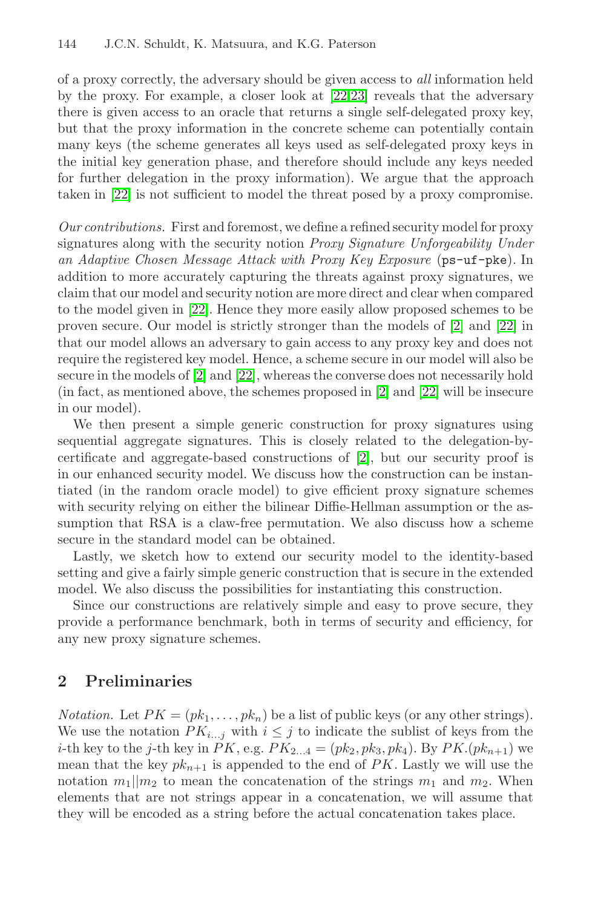of a proxy correctly, the adversary should be given access to *all* information held by the proxy. For example, a closer look at [22,23] reveals that the adversary there is given access to an oracle that returns a single self-delegated proxy key, but that the proxy information in the concrete scheme can potentially contain many keys (the scheme generates all keys used as self-delegated proxy keys in the initial key generation phase, and therefore should include any keys needed for further delegation in the proxy information). We argue that the approach taken in [22] is not sufficient to model the threat posed by a proxy compromise.

*Our contributions.* First and foremost, we define a refined security model for proxy signatures along with the security notion *Proxy Signature Unforgeability Under an Adaptive Chosen Message Attack with Proxy Key Exposure* (`ps-uf-pke`). In addition to more accurately capturing the threats against proxy signatures, we claim that our model and security notion are more direct and clear when compared to the model given in [22]. Hence they more easily allow proposed schemes to be proven secure. Our model is strictly stronger than the models of [2] and [22] in that our model allows an adversary to gain access to any proxy key and does not require the registered key model. Hence, a scheme secure in our model will also be secure in the models of [2] and [22], whereas the converse does not necessarily hold (in fact, as mentioned above, the schemes proposed in [2] and [22] will be insecure in our model).

We then present a simple generic construction for proxy signatures using sequential aggregate signatures. This is closely related to the delegation-by-certificate and aggregate-based constructions of [2], but our security proof is in our enhanced security model. We discuss how the construction can be instantiated (in the random oracle model) to give efficient proxy signature schemes with security relying on either the bilinear Diffie-Hellman assumption or the assumption that RSA is a claw-free permutation. We also discuss how a scheme secure in the standard model can be obtained.

Lastly, we sketch how to extend our security model to the identity-based setting and give a fairly simple generic construction that is secure in the extended model. We also discuss the possibilities for instantiating this construction.

Since our constructions are relatively simple and easy to prove secure, they provide a performance benchmark, both in terms of security and efficiency, for any new proxy signature schemes.

## 2 Preliminaries

*Notation.* Let $PK = (pk_1, \ldots, pk_n)$ be a list of public keys (or any other strings). We use the notation $PK_{i\ldots j}$ with $i \leq j$ to indicate the sublist of keys from the $i$-th key to the $j$-th key in $PK$, e.g. $PK_{2\ldots 4} = (pk_2, pk_3, pk_4)$. By $PK.(pk_{n+1})$ we mean that the key $pk_{n+1}$ is appended to the end of $PK$. Lastly we will use the notation $m_1||m_2$ to mean the concatenation of the strings $m_1$ and $m_2$. When elements that are not strings appear in a concatenation, we will assume that they will be encoded as a string before the actual concatenation takes place.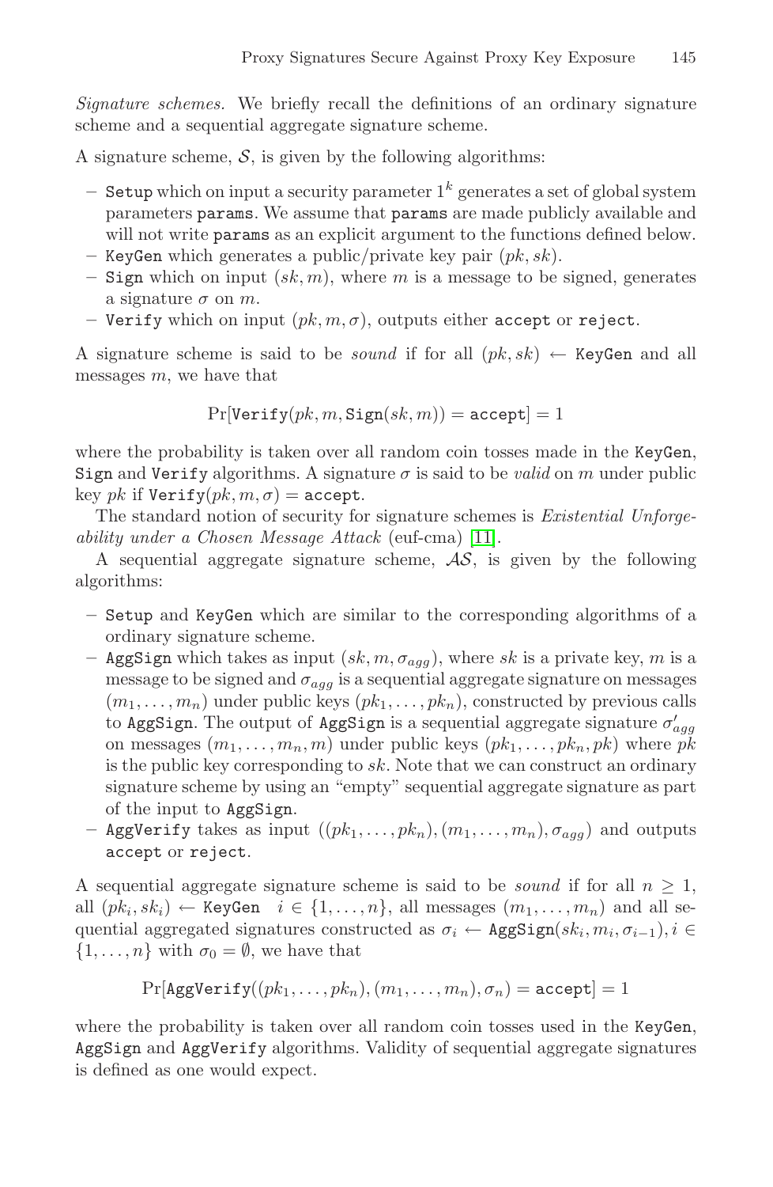*Signature schemes.* We briefly recall the definitions of an ordinary signature scheme and a sequential aggregate signature scheme.

A signature scheme, $\mathcal{S}$, is given by the following algorithms:

- `Setup` which on input a security parameter $1^k$ generates a set of global system parameters `params`. We assume that `params` are made publicly available and will not write `params` as an explicit argument to the functions defined below.
- `KeyGen` which generates a public/private key pair $(pk, sk)$.
- `Sign` which on input $(sk, m)$, where $m$ is a message to be signed, generates a signature $\sigma$ on $m$.
- `Verify` which on input $(pk, m, \sigma)$, outputs either `accept` or `reject`.

A signature scheme is said to be *sound* if for all $(pk, sk) \leftarrow$ `KeyGen` and all messages $m$, we have that

$$\Pr[\texttt{Verify}(pk, m, \texttt{Sign}(sk, m)) = \texttt{accept}] = 1$$

where the probability is taken over all random coin tosses made in the `KeyGen`, `Sign` and `Verify` algorithms. A signature $\sigma$ is said to be *valid* on $m$ under public key $pk$ if $\texttt{Verify}(pk, m, \sigma) = \texttt{accept}$.

The standard notion of security for signature schemes is *Existential Unforgeability under a Chosen Message Attack* (euf-cma) [11].

A sequential aggregate signature scheme, $\mathcal{AS}$, is given by the following algorithms:

- `Setup` and `KeyGen` which are similar to the corresponding algorithms of a ordinary signature scheme.
- `AggSign` which takes as input $(sk, m, \sigma_{agg})$, where $sk$ is a private key, $m$ is a message to be signed and $\sigma_{agg}$ is a sequential aggregate signature on messages $(m_1, \ldots, m_n)$ under public keys $(pk_1, \ldots, pk_n)$, constructed by previous calls to `AggSign`. The output of `AggSign` is a sequential aggregate signature $\sigma'_{agg}$ on messages $(m_1, \ldots, m_n, m)$ under public keys $(pk_1, \ldots, pk_n, pk)$ where $pk$ is the public key corresponding to $sk$. Note that we can construct an ordinary signature scheme by using an "empty" sequential aggregate signature as part of the input to `AggSign`.
- `AggVerify` takes as input $((pk_1, \ldots, pk_n), (m_1, \ldots, m_n), \sigma_{agg})$ and outputs `accept` or `reject`.

A sequential aggregate signature scheme is said to be *sound* if for all $n \geq 1$, all $(pk_i, sk_i) \leftarrow \texttt{KeyGen} \quad i \in \{1, \ldots, n\}$, all messages $(m_1, \ldots, m_n)$ and all sequential aggregated signatures constructed as $\sigma_i \leftarrow \texttt{AggSign}(sk_i, m_i, \sigma_{i-1}), i \in \{1, \ldots, n\}$ with $\sigma_0 = \emptyset$, we have that

$$\Pr[\texttt{AggVerify}((pk_1, \ldots, pk_n), (m_1, \ldots, m_n), \sigma_n) = \texttt{accept}] = 1$$

where the probability is taken over all random coin tosses used in the `KeyGen`, `AggSign` and `AggVerify` algorithms. Validity of sequential aggregate signatures is defined as one would expect.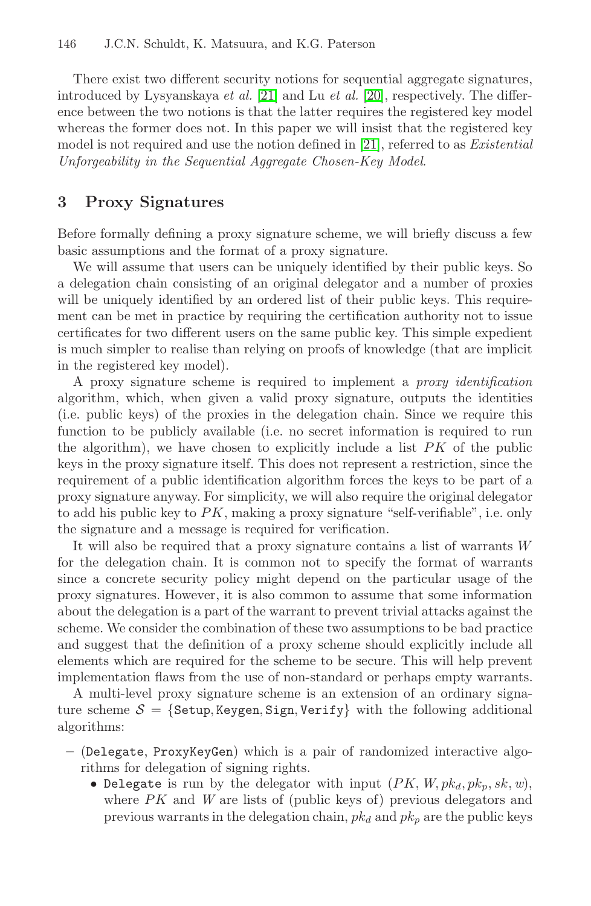There exist two different security notions for sequential aggregate signatures, introduced by Lysyanskaya *et al.* [21] and Lu *et al.* [20], respectively. The difference between the two notions is that the latter requires the registered key model whereas the former does not. In this paper we will insist that the registered key model is not required and use the notion defined in [21], referred to as *Existential Unforgeability in the Sequential Aggregate Chosen-Key Model*.

## 3 Proxy Signatures

Before formally defining a proxy signature scheme, we will briefly discuss a few basic assumptions and the format of a proxy signature.

We will assume that users can be uniquely identified by their public keys. So a delegation chain consisting of an original delegator and a number of proxies will be uniquely identified by an ordered list of their public keys. This requirement can be met in practice by requiring the certification authority not to issue certificates for two different users on the same public key. This simple expedient is much simpler to realise than relying on proofs of knowledge (that are implicit in the registered key model).

A proxy signature scheme is required to implement a *proxy identification* algorithm, which, when given a valid proxy signature, outputs the identities (i.e. public keys) of the proxies in the delegation chain. Since we require this function to be publicly available (i.e. no secret information is required to run the algorithm), we have chosen to explicitly include a list $PK$ of the public keys in the proxy signature itself. This does not represent a restriction, since the requirement of a public identification algorithm forces the keys to be part of a proxy signature anyway. For simplicity, we will also require the original delegator to add his public key to $PK$, making a proxy signature "self-verifiable", i.e. only the signature and a message is required for verification.

It will also be required that a proxy signature contains a list of warrants $W$ for the delegation chain. It is common not to specify the format of warrants since a concrete security policy might depend on the particular usage of the proxy signatures. However, it is also common to assume that some information about the delegation is a part of the warrant to prevent trivial attacks against the scheme. We consider the combination of these two assumptions to be bad practice and suggest that the definition of a proxy scheme should explicitly include all elements which are required for the scheme to be secure. This will help prevent implementation flaws from the use of non-standard or perhaps empty warrants.

A multi-level proxy signature scheme is an extension of an ordinary signature scheme $\mathcal{S} = \{\texttt{Setup}, \texttt{Keygen}, \texttt{Sign}, \texttt{Verify}\}$ with the following additional algorithms:

- (`Delegate`, `ProxyKeyGen`) which is a pair of randomized interactive algorithms for delegation of signing rights.
  - `Delegate` is run by the delegator with input $(PK, W, pk_d, pk_p, sk, w)$, where $PK$ and $W$ are lists of (public keys of) previous delegators and previous warrants in the delegation chain, $pk_d$ and $pk_p$ are the public keys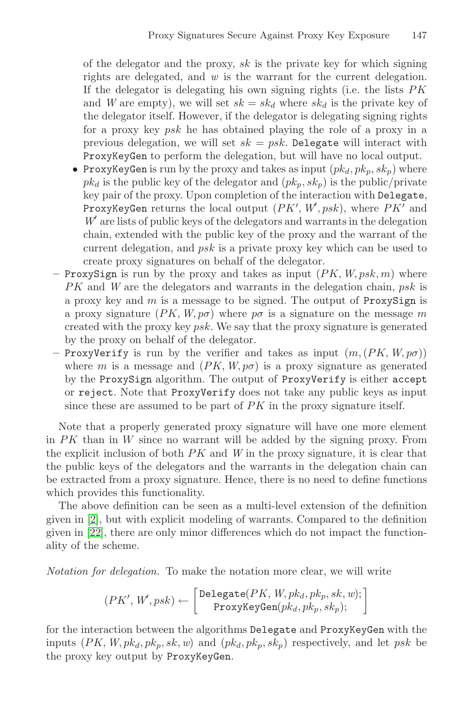of the delegator and the proxy, $sk$ is the private key for which signing rights are delegated, and $w$ is the warrant for the current delegation. If the delegator is delegating his own signing rights (i.e. the lists $PK$ and $W$ are empty), we will set $sk = sk_d$ where $sk_d$ is the private key of the delegator itself. However, if the delegator is delegating signing rights for a proxy key $psk$ he has obtained playing the role of a proxy in a previous delegation, we will set $sk = psk$. `Delegate` will interact with `ProxyKeyGen` to perform the delegation, but will have no local output.

- `ProxyKeyGen` is run by the proxy and takes as input $(pk_d, pk_p, sk_p)$ where $pk_d$ is the public key of the delegator and $(pk_p, sk_p)$ is the public/private key pair of the proxy. Upon completion of the interaction with `Delegate`, `ProxyKeyGen` returns the local output $(PK', W', psk)$, where $PK'$ and $W'$ are lists of public keys of the delegators and warrants in the delegation chain, extended with the public key of the proxy and the warrant of the current delegation, and $psk$ is a private proxy key which can be used to create proxy signatures on behalf of the delegator.

– `ProxySign` is run by the proxy and takes as input $(PK, W, psk, m)$ where $PK$ and $W$ are the delegators and warrants in the delegation chain, $psk$ is a proxy key and $m$ is a message to be signed. The output of `ProxySign` is a proxy signature $(PK, W, p\sigma)$ where $p\sigma$ is a signature on the message $m$ created with the proxy key $psk$. We say that the proxy signature is generated by the proxy on behalf of the delegator.

– `ProxyVerify` is run by the verifier and takes as input $(m, (PK, W, p\sigma))$ where $m$ is a message and $(PK, W, p\sigma)$ is a proxy signature as generated by the `ProxySign` algorithm. The output of `ProxyVerify` is either `accept` or `reject`. Note that `ProxyVerify` does not take any public keys as input since these are assumed to be part of $PK$ in the proxy signature itself.

Note that a properly generated proxy signature will have one more element in $PK$ than in $W$ since no warrant will be added by the signing proxy. From the explicit inclusion of both $PK$ and $W$ in the proxy signature, it is clear that the public keys of the delegators and the warrants in the delegation chain can be extracted from a proxy signature. Hence, there is no need to define functions which provides this functionality.

The above definition can be seen as a multi-level extension of the definition given in [2], but with explicit modeling of warrants. Compared to the definition given in [22], there are only minor differences which do not impact the functionality of the scheme.

*Notation for delegation.* To make the notation more clear, we will write

$$(PK', W', psk) \leftarrow \begin{bmatrix} \texttt{Delegate}(PK, W, pk_d, pk_p, sk, w); \\ \texttt{ProxyKeyGen}(pk_d, pk_p, sk_p); \end{bmatrix}$$

for the interaction between the algorithms `Delegate` and `ProxyKeyGen` with the inputs $(PK, W, pk_d, pk_p, sk, w)$ and $(pk_d, pk_p, sk_p)$ respectively, and let $psk$ be the proxy key output by `ProxyKeyGen`.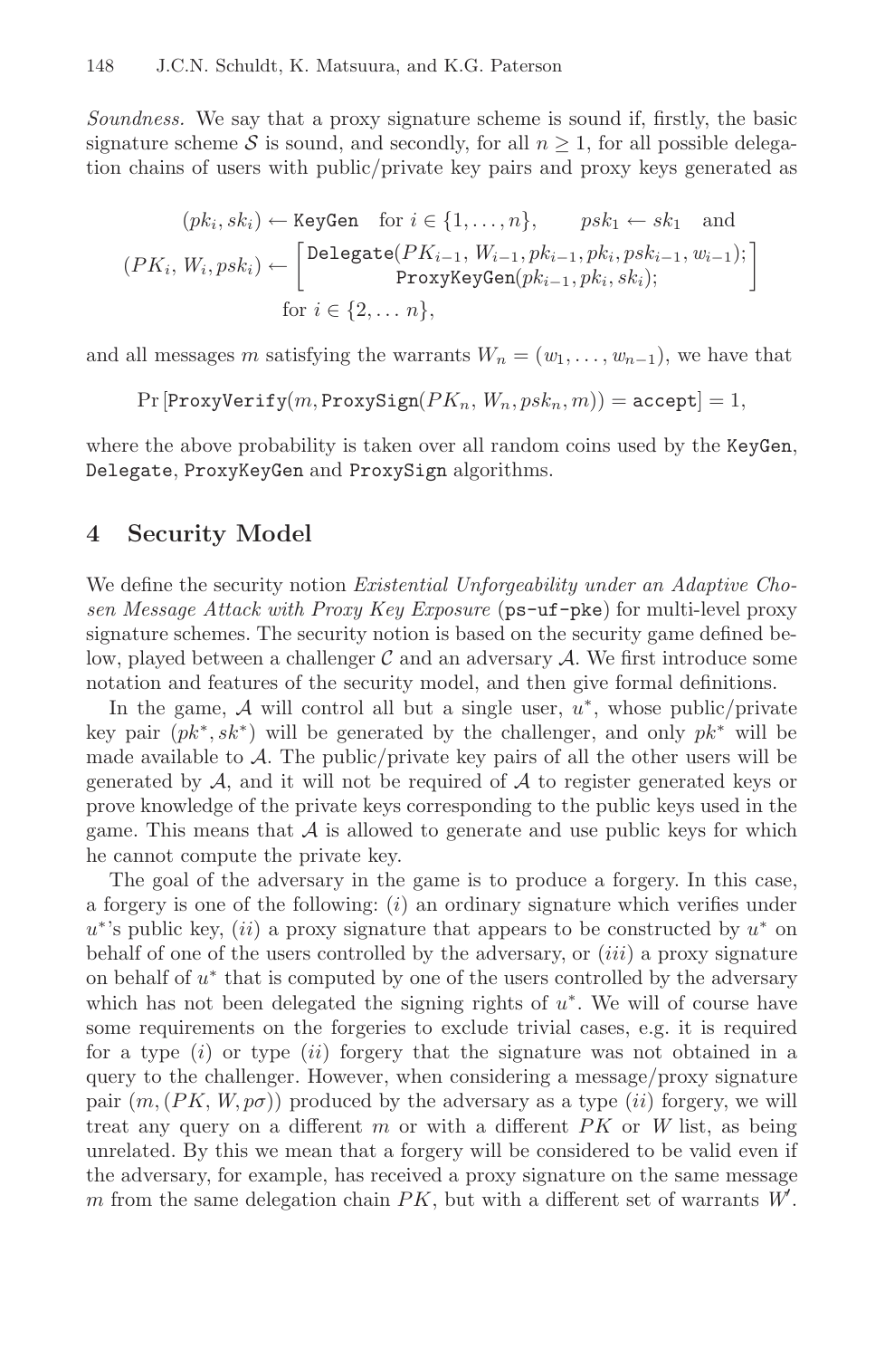*Soundness.* We say that a proxy signature scheme is sound if, firstly, the basic signature scheme $\mathcal{S}$ is sound, and secondly, for all $n \geq 1$, for all possible delegation chains of users with public/private key pairs and proxy keys generated as

$$(pk_i, sk_i) \leftarrow \texttt{KeyGen} \quad \text{for } i \in \{1, \ldots, n\}, \qquad psk_1 \leftarrow sk_1 \quad \text{and}$$
$$(PK_i, W_i, psk_i) \leftarrow \begin{bmatrix} \texttt{Delegate}(PK_{i-1}, W_{i-1}, pk_{i-1}, pk_i, psk_{i-1}, w_{i-1}); \\ \texttt{ProxyKeyGen}(pk_{i-1}, pk_i, sk_i); \end{bmatrix}$$
$$\text{for } i \in \{2, \ldots n\},$$

and all messages $m$ satisfying the warrants $W_n = (w_1, \ldots, w_{n-1})$, we have that

$$\Pr\left[\texttt{ProxyVerify}(m, \texttt{ProxySign}(PK_n, W_n, psk_n, m)) = \texttt{accept}\right] = 1,$$

where the above probability is taken over all random coins used by the KeyGen, Delegate, ProxyKeyGen and ProxySign algorithms.

## 4 Security Model

We define the security notion *Existential Unforgeability under an Adaptive Chosen Message Attack with Proxy Key Exposure* (ps-uf-pke) for multi-level proxy signature schemes. The security notion is based on the security game defined below, played between a challenger $\mathcal{C}$ and an adversary $\mathcal{A}$. We first introduce some notation and features of the security model, and then give formal definitions.

In the game, $\mathcal{A}$ will control all but a single user, $u^*$, whose public/private key pair $(pk^*, sk^*)$ will be generated by the challenger, and only $pk^*$ will be made available to $\mathcal{A}$. The public/private key pairs of all the other users will be generated by $\mathcal{A}$, and it will not be required of $\mathcal{A}$ to register generated keys or prove knowledge of the private keys corresponding to the public keys used in the game. This means that $\mathcal{A}$ is allowed to generate and use public keys for which he cannot compute the private key.

The goal of the adversary in the game is to produce a forgery. In this case, a forgery is one of the following: $(i)$ an ordinary signature which verifies under $u^*$'s public key, $(ii)$ a proxy signature that appears to be constructed by $u^*$ on behalf of one of the users controlled by the adversary, or $(iii)$ a proxy signature on behalf of $u^*$ that is computed by one of the users controlled by the adversary which has not been delegated the signing rights of $u^*$. We will of course have some requirements on the forgeries to exclude trivial cases, e.g. it is required for a type $(i)$ or type $(ii)$ forgery that the signature was not obtained in a query to the challenger. However, when considering a message/proxy signature pair $(m, (PK, W, p\sigma))$ produced by the adversary as a type $(ii)$ forgery, we will treat any query on a different $m$ or with a different $PK$ or $W$ list, as being unrelated. By this we mean that a forgery will be considered to be valid even if the adversary, for example, has received a proxy signature on the same message $m$ from the same delegation chain $PK$, but with a different set of warrants $W'$.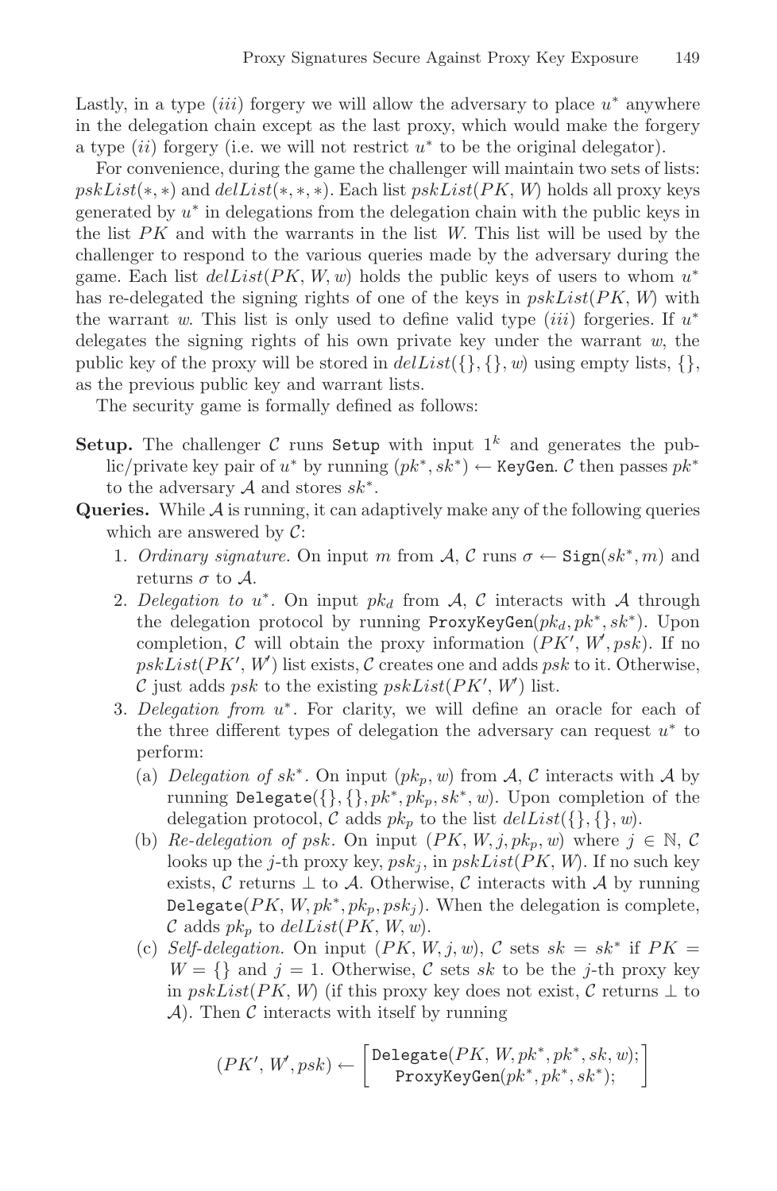Lastly, in a type $(iii)$ forgery we will allow the adversary to place $u^*$ anywhere in the delegation chain except as the last proxy, which would make the forgery a type $(ii)$ forgery (i.e. we will not restrict $u^*$ to be the original delegator).

For convenience, during the game the challenger will maintain two sets of lists: $pskList(*,*)$ and $delList(*,*,*)$. Each list $pskList(PK, W)$ holds all proxy keys generated by $u^*$ in delegations from the delegation chain with the public keys in the list $PK$ and with the warrants in the list $W$. This list will be used by the challenger to respond to the various queries made by the adversary during the game. Each list $delList(PK, W, w)$ holds the public keys of users to whom $u^*$ has re-delegated the signing rights of one of the keys in $pskList(PK, W)$ with the warrant $w$. This list is only used to define valid type $(iii)$ forgeries. If $u^*$ delegates the signing rights of his own private key under the warrant $w$, the public key of the proxy will be stored in $delList(\{\}, \{\}, w)$ using empty lists, $\{\}$, as the previous public key and warrant lists.

The security game is formally defined as follows:

**Setup.** The challenger $\mathcal{C}$ runs `Setup` with input $1^k$ and generates the public/private key pair of $u^*$ by running $(pk^*, sk^*) \leftarrow \texttt{KeyGen}$. $\mathcal{C}$ then passes $pk^*$ to the adversary $\mathcal{A}$ and stores $sk^*$.

**Queries.** While $\mathcal{A}$ is running, it can adaptively make any of the following queries which are answered by $\mathcal{C}$:

1. *Ordinary signature.* On input $m$ from $\mathcal{A}$, $\mathcal{C}$ runs $\sigma \leftarrow \texttt{Sign}(sk^*, m)$ and returns $\sigma$ to $\mathcal{A}$.
2. *Delegation to* $u^*$. On input $pk_d$ from $\mathcal{A}$, $\mathcal{C}$ interacts with $\mathcal{A}$ through the delegation protocol by running $\texttt{ProxyKeyGen}(pk_d, pk^*, sk^*)$. Upon completion, $\mathcal{C}$ will obtain the proxy information $(PK', W', psk)$. If no $pskList(PK', W')$ list exists, $\mathcal{C}$ creates one and adds $psk$ to it. Otherwise, $\mathcal{C}$ just adds $psk$ to the existing $pskList(PK', W')$ list.
3. *Delegation from* $u^*$. For clarity, we will define an oracle for each of the three different types of delegation the adversary can request $u^*$ to perform:
   (a) *Delegation of* $sk^*$. On input $(pk_p, w)$ from $\mathcal{A}$, $\mathcal{C}$ interacts with $\mathcal{A}$ by running $\texttt{Delegate}(\{\}, \{\}, pk^*, pk_p, sk^*, w)$. Upon completion of the delegation protocol, $\mathcal{C}$ adds $pk_p$ to the list $delList(\{\}, \{\}, w)$.
   (b) *Re-delegation of psk.* On input $(PK, W, j, pk_p, w)$ where $j \in \mathbb{N}$, $\mathcal{C}$ looks up the $j$-th proxy key, $psk_j$, in $pskList(PK, W)$. If no such key exists, $\mathcal{C}$ returns $\perp$ to $\mathcal{A}$. Otherwise, $\mathcal{C}$ interacts with $\mathcal{A}$ by running $\texttt{Delegate}(PK, W, pk^*, pk_p, psk_j)$. When the delegation is complete, $\mathcal{C}$ adds $pk_p$ to $delList(PK, W, w)$.
   (c) *Self-delegation.* On input $(PK, W, j, w)$, $\mathcal{C}$ sets $sk = sk^*$ if $PK = W = \{\}$ and $j = 1$. Otherwise, $\mathcal{C}$ sets $sk$ to be the $j$-th proxy key in $pskList(PK, W)$ (if this proxy key does not exist, $\mathcal{C}$ returns $\perp$ to $\mathcal{A}$). Then $\mathcal{C}$ interacts with itself by running

$$(PK', W', psk) \leftarrow \begin{bmatrix} \texttt{Delegate}(PK, W, pk^*, pk^*, sk, w); \\ \texttt{ProxyKeyGen}(pk^*, pk^*, sk^*); \end{bmatrix}$$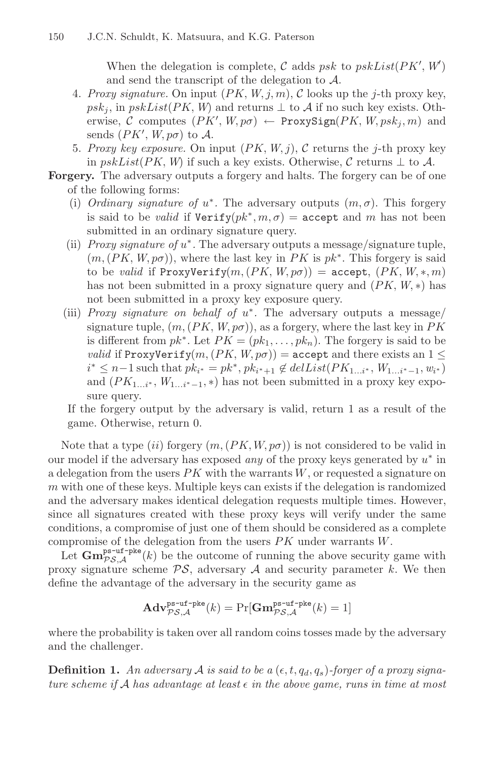When the delegation is complete, $\mathcal{C}$ adds $psk$ to $pskList(PK', W')$ and send the transcript of the delegation to $\mathcal{A}$.

4. *Proxy signature.* On input $(PK, W, j, m)$, $\mathcal{C}$ looks up the $j$-th proxy key, $psk_j$, in $pskList(PK, W)$ and returns $\perp$ to $\mathcal{A}$ if no such key exists. Otherwise, $\mathcal{C}$ computes $(PK', W, p\sigma) \leftarrow \texttt{ProxySign}(PK, W, psk_j, m)$ and sends $(PK', W, p\sigma)$ to $\mathcal{A}$.
5. *Proxy key exposure.* On input $(PK, W, j)$, $\mathcal{C}$ returns the $j$-th proxy key in $pskList(PK, W)$ if such a key exists. Otherwise, $\mathcal{C}$ returns $\perp$ to $\mathcal{A}$.

**Forgery.** The adversary outputs a forgery and halts. The forgery can be of one of the following forms:

(i) *Ordinary signature of $u^*$.* The adversary outputs $(m, \sigma)$. This forgery is said to be *valid* if $\texttt{Verify}(pk^*, m, \sigma) = \texttt{accept}$ and $m$ has not been submitted in an ordinary signature query.

(ii) *Proxy signature of $u^*$.* The adversary outputs a message/signature tuple, $(m, (PK, W, p\sigma))$, where the last key in $PK$ is $pk^*$. This forgery is said to be *valid* if $\texttt{ProxyVerify}(m, (PK, W, p\sigma)) = \texttt{accept}$, $(PK, W, *, m)$ has not been submitted in a proxy signature query and $(PK, W, *)$ has not been submitted in a proxy key exposure query.

(iii) *Proxy signature on behalf of $u^*$.* The adversary outputs a message/signature tuple, $(m, (PK, W, p\sigma))$, as a forgery, where the last key in $PK$ is different from $pk^*$. Let $PK = (pk_1, \ldots, pk_n)$. The forgery is said to be *valid* if $\texttt{ProxyVerify}(m, (PK, W, p\sigma)) = \texttt{accept}$ and there exists an $1 \leq i^* \leq n-1$ such that $pk_{i^*} = pk^*$, $pk_{i^*+1} \notin delList(PK_{1\ldots i^*}, W_{1\ldots i^*-1}, w_{i^*})$ and $(PK_{1\ldots i^*}, W_{1\ldots i^*-1}, *)$ has not been submitted in a proxy key exposure query.

If the forgery output by the adversary is valid, return 1 as a result of the game. Otherwise, return 0.

Note that a type $(ii)$ forgery $(m, (PK, W, p\sigma))$ is not considered to be valid in our model if the adversary has exposed *any* of the proxy keys generated by $u^*$ in a delegation from the users $PK$ with the warrants $W$, or requested a signature on $m$ with one of these keys. Multiple keys can exists if the delegation is randomized and the adversary makes identical delegation requests multiple times. However, since all signatures created with these proxy keys will verify under the same conditions, a compromise of just one of them should be considered as a complete compromise of the delegation from the users $PK$ under warrants $W$.

Let $\mathbf{Gm}^{\texttt{ps-uf-pke}}_{\mathcal{PS},\mathcal{A}}(k)$ be the outcome of running the above security game with proxy signature scheme $\mathcal{PS}$, adversary $\mathcal{A}$ and security parameter $k$. We then define the advantage of the adversary in the security game as

$$\mathbf{Adv}^{\texttt{ps-uf-pke}}_{\mathcal{PS},\mathcal{A}}(k) = \Pr[\mathbf{Gm}^{\texttt{ps-uf-pke}}_{\mathcal{PS},\mathcal{A}}(k) = 1]$$

where the probability is taken over all random coins tosses made by the adversary and the challenger.

**Definition 1.** *An adversary $\mathcal{A}$ is said to be a $(\epsilon, t, q_d, q_s)$-forger of a proxy signature scheme if $\mathcal{A}$ has advantage at least $\epsilon$ in the above game, runs in time at most*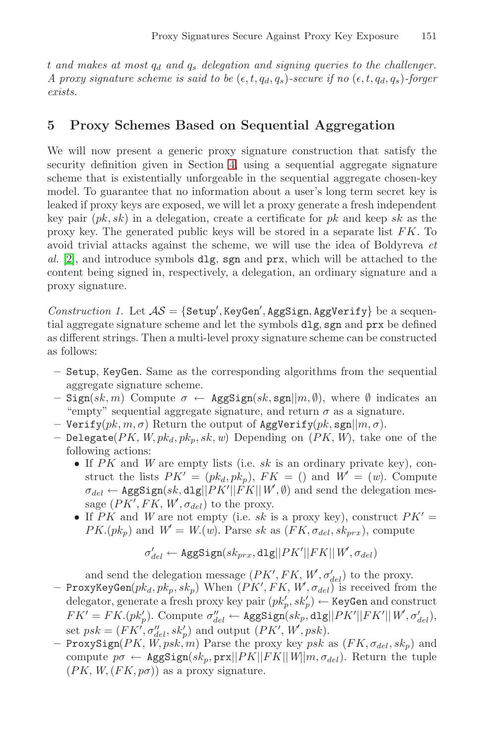*t and makes at most $q_d$ and $q_s$ delegation and signing queries to the challenger. A proxy signature scheme is said to be $(\epsilon, t, q_d, q_s)$-secure if no $(\epsilon, t, q_d, q_s)$-forger exists.*

## 5 Proxy Schemes Based on Sequential Aggregation

We will now present a generic proxy signature construction that satisfy the security definition given in Section 4, using a sequential aggregate signature scheme that is existentially unforgeable in the sequential aggregate chosen-key model. To guarantee that no information about a user's long term secret key is leaked if proxy keys are exposed, we will let a proxy generate a fresh independent key pair $(pk, sk)$ in a delegation, create a certificate for $pk$ and keep $sk$ as the proxy key. The generated public keys will be stored in a separate list $FK$. To avoid trivial attacks against the scheme, we will use the idea of Boldyreva *et al.* [2], and introduce symbols `dlg`, `sgn` and `prx`, which will be attached to the content being signed in, respectively, a delegation, an ordinary signature and a proxy signature.

*Construction 1.* Let $\mathcal{AS} = \{\texttt{Setup}', \texttt{KeyGen}', \texttt{AggSign}, \texttt{AggVerify}\}$ be a sequential aggregate signature scheme and let the symbols `dlg`, `sgn` and `prx` be defined as different strings. Then a multi-level proxy signature scheme can be constructed as follows:

- `Setup`, `KeyGen`. Same as the corresponding algorithms from the sequential aggregate signature scheme.
- `Sign`$(sk, m)$ Compute $\sigma \leftarrow \texttt{AggSign}(sk, \texttt{sgn}||m, \emptyset)$, where $\emptyset$ indicates an "empty" sequential aggregate signature, and return $\sigma$ as a signature.
- `Verify`$(pk, m, \sigma)$ Return the output of $\texttt{AggVerify}(pk, \texttt{sgn}||m, \sigma)$.
- `Delegate`$(PK, W, pk_d, pk_p, sk, w)$ Depending on $(PK, W)$, take one of the following actions:
  - If $PK$ and $W$ are empty lists (i.e. $sk$ is an ordinary private key), construct the lists $PK' = (pk_d, pk_p)$, $FK = ()$ and $W' = (w)$. Compute $\sigma_{del} \leftarrow \texttt{AggSign}(sk, \texttt{dlg}||PK'||FK||W', \emptyset)$ and send the delegation message $(PK', FK, W', \sigma_{del})$ to the proxy.
  - If $PK$ and $W$ are not empty (i.e. $sk$ is a proxy key), construct $PK' = PK.(pk_p)$ and $W' = W.(w)$. Parse $sk$ as $(FK, \sigma_{del}, sk_{prx})$, compute

$$\sigma'_{del} \leftarrow \texttt{AggSign}(sk_{prx}, \texttt{dlg}||PK'||FK||W', \sigma_{del})$$

    and send the delegation message $(PK', FK, W', \sigma'_{del})$ to the proxy.
- `ProxyKeyGen`$(pk_d, pk_p, sk_p)$ When $(PK', FK, W', \sigma_{del})$ is received from the delegator, generate a fresh proxy key pair $(pk'_p, sk'_p) \leftarrow \texttt{KeyGen}$ and construct $FK' = FK.(pk'_p)$. Compute $\sigma''_{del} \leftarrow \texttt{AggSign}(sk_p, \texttt{dlg}||PK'||FK'||W', \sigma'_{del})$, set $psk = (FK', \sigma''_{del}, sk'_p)$ and output $(PK', W', psk)$.
- `ProxySign`$(PK, W, psk, m)$ Parse the proxy key $psk$ as $(FK, \sigma_{del}, sk_p)$ and compute $p\sigma \leftarrow \texttt{AggSign}(sk_p, \texttt{prx}||PK||FK||W||m, \sigma_{del})$. Return the tuple $(PK, W, (FK, p\sigma))$ as a proxy signature.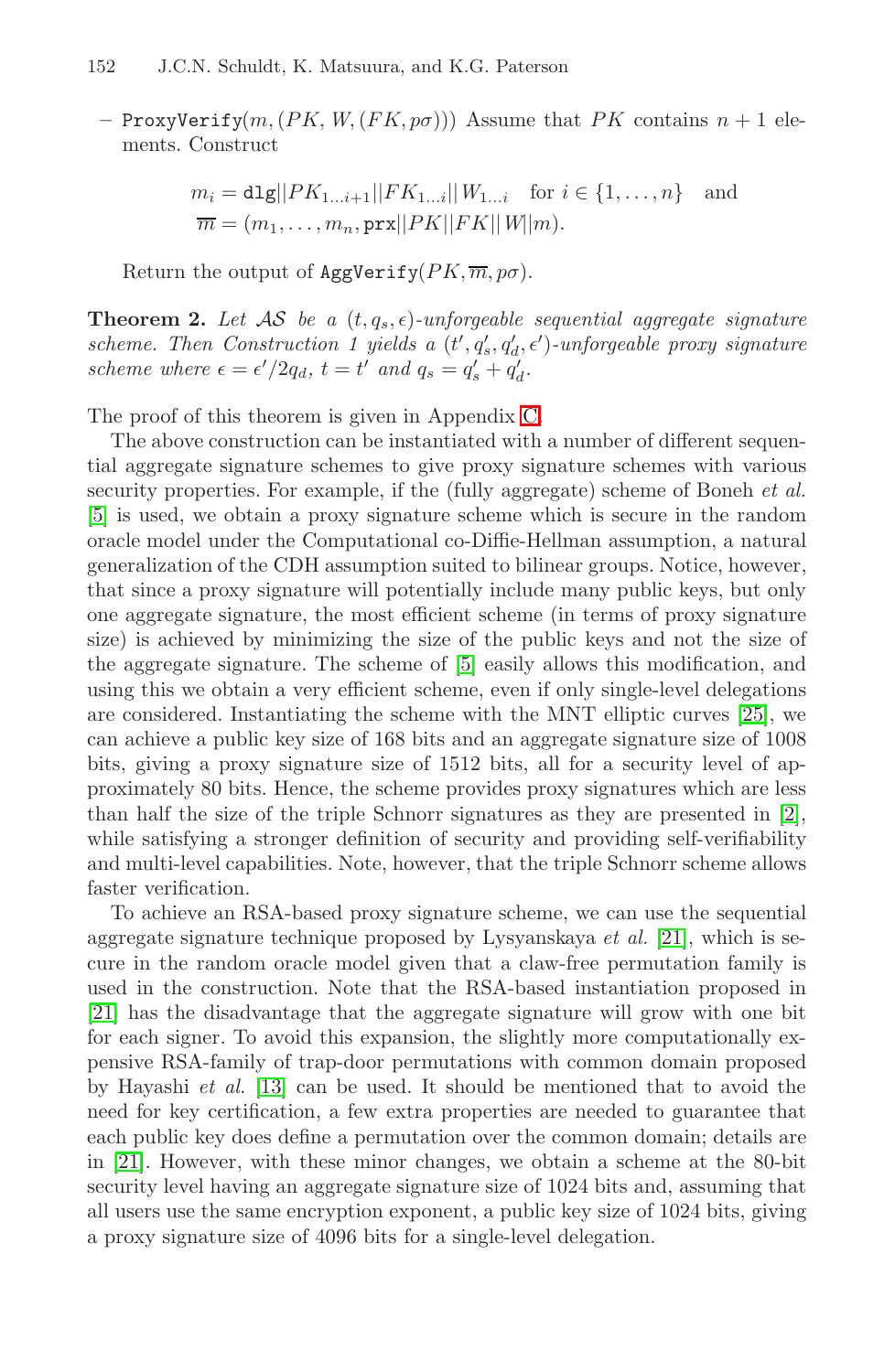– `ProxyVerify`$(m, (PK, W, (FK, p\sigma)))$ Assume that $PK$ contains $n+1$ elements. Construct

$$m_i = \texttt{dlg}||PK_{1\dots i+1}||FK_{1\dots i}||W_{1\dots i} \quad \text{for } i \in \{1, \dots, n\} \quad \text{and}$$
$$\overline{m} = (m_1, \dots, m_n, \texttt{prx}||PK||FK||W||m).$$

Return the output of `AggVerify`$(PK, \overline{m}, p\sigma)$.

**Theorem 2.** *Let $\mathcal{AS}$ be a $(t, q_s, \epsilon)$-unforgeable sequential aggregate signature scheme. Then Construction 1 yields a $(t', q'_s, q'_d, \epsilon')$-unforgeable proxy signature scheme where $\epsilon = \epsilon'/2q_d$, $t = t'$ and $q_s = q'_s + q'_d$.*

The proof of this theorem is given in Appendix C.

The above construction can be instantiated with a number of different sequential aggregate signature schemes to give proxy signature schemes with various security properties. For example, if the (fully aggregate) scheme of Boneh *et al.* [5] is used, we obtain a proxy signature scheme which is secure in the random oracle model under the Computational co-Diffie-Hellman assumption, a natural generalization of the CDH assumption suited to bilinear groups. Notice, however, that since a proxy signature will potentially include many public keys, but only one aggregate signature, the most efficient scheme (in terms of proxy signature size) is achieved by minimizing the size of the public keys and not the size of the aggregate signature. The scheme of [5] easily allows this modification, and using this we obtain a very efficient scheme, even if only single-level delegations are considered. Instantiating the scheme with the MNT elliptic curves [25], we can achieve a public key size of 168 bits and an aggregate signature size of 1008 bits, giving a proxy signature size of 1512 bits, all for a security level of approximately 80 bits. Hence, the scheme provides proxy signatures which are less than half the size of the triple Schnorr signatures as they are presented in [2], while satisfying a stronger definition of security and providing self-verifiability and multi-level capabilities. Note, however, that the triple Schnorr scheme allows faster verification.

To achieve an RSA-based proxy signature scheme, we can use the sequential aggregate signature technique proposed by Lysyanskaya *et al.* [21], which is secure in the random oracle model given that a claw-free permutation family is used in the construction. Note that the RSA-based instantiation proposed in [21] has the disadvantage that the aggregate signature will grow with one bit for each signer. To avoid this expansion, the slightly more computationally expensive RSA-family of trap-door permutations with common domain proposed by Hayashi *et al.* [13] can be used. It should be mentioned that to avoid the need for key certification, a few extra properties are needed to guarantee that each public key does define a permutation over the common domain; details are in [21]. However, with these minor changes, we obtain a scheme at the 80-bit security level having an aggregate signature size of 1024 bits and, assuming that all users use the same encryption exponent, a public key size of 1024 bits, giving a proxy signature size of 4096 bits for a single-level delegation.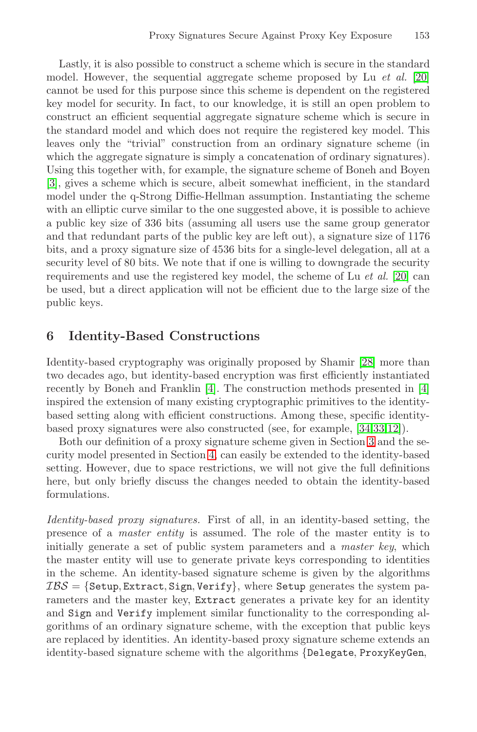Lastly, it is also possible to construct a scheme which is secure in the standard model. However, the sequential aggregate scheme proposed by Lu *et al.* [20] cannot be used for this purpose since this scheme is dependent on the registered key model for security. In fact, to our knowledge, it is still an open problem to construct an efficient sequential aggregate signature scheme which is secure in the standard model and which does not require the registered key model. This leaves only the "trivial" construction from an ordinary signature scheme (in which the aggregate signature is simply a concatenation of ordinary signatures). Using this together with, for example, the signature scheme of Boneh and Boyen [3], gives a scheme which is secure, albeit somewhat inefficient, in the standard model under the q-Strong Diffie-Hellman assumption. Instantiating the scheme with an elliptic curve similar to the one suggested above, it is possible to achieve a public key size of 336 bits (assuming all users use the same group generator and that redundant parts of the public key are left out), a signature size of 1176 bits, and a proxy signature size of 4536 bits for a single-level delegation, all at a security level of 80 bits. We note that if one is willing to downgrade the security requirements and use the registered key model, the scheme of Lu *et al.* [20] can be used, but a direct application will not be efficient due to the large size of the public keys.

## 6 Identity-Based Constructions

Identity-based cryptography was originally proposed by Shamir [28] more than two decades ago, but identity-based encryption was first efficiently instantiated recently by Boneh and Franklin [4]. The construction methods presented in [4] inspired the extension of many existing cryptographic primitives to the identity-based setting along with efficient constructions. Among these, specific identity-based proxy signatures were also constructed (see, for example, [34,33,12]).

Both our definition of a proxy signature scheme given in Section 3 and the security model presented in Section 4, can easily be extended to the identity-based setting. However, due to space restrictions, we will not give the full definitions here, but only briefly discuss the changes needed to obtain the identity-based formulations.

*Identity-based proxy signatures.* First of all, in an identity-based setting, the presence of a *master entity* is assumed. The role of the master entity is to initially generate a set of public system parameters and a *master key*, which the master entity will use to generate private keys corresponding to identities in the scheme. An identity-based signature scheme is given by the algorithms $\mathcal{IBS} = \{\texttt{Setup}, \texttt{Extract}, \texttt{Sign}, \texttt{Verify}\}$, where `Setup` generates the system parameters and the master key, `Extract` generates a private key for an identity and `Sign` and `Verify` implement similar functionality to the corresponding algorithms of an ordinary signature scheme, with the exception that public keys are replaced by identities. An identity-based proxy signature scheme extends an identity-based signature scheme with the algorithms {`Delegate`, `ProxyKeyGen`,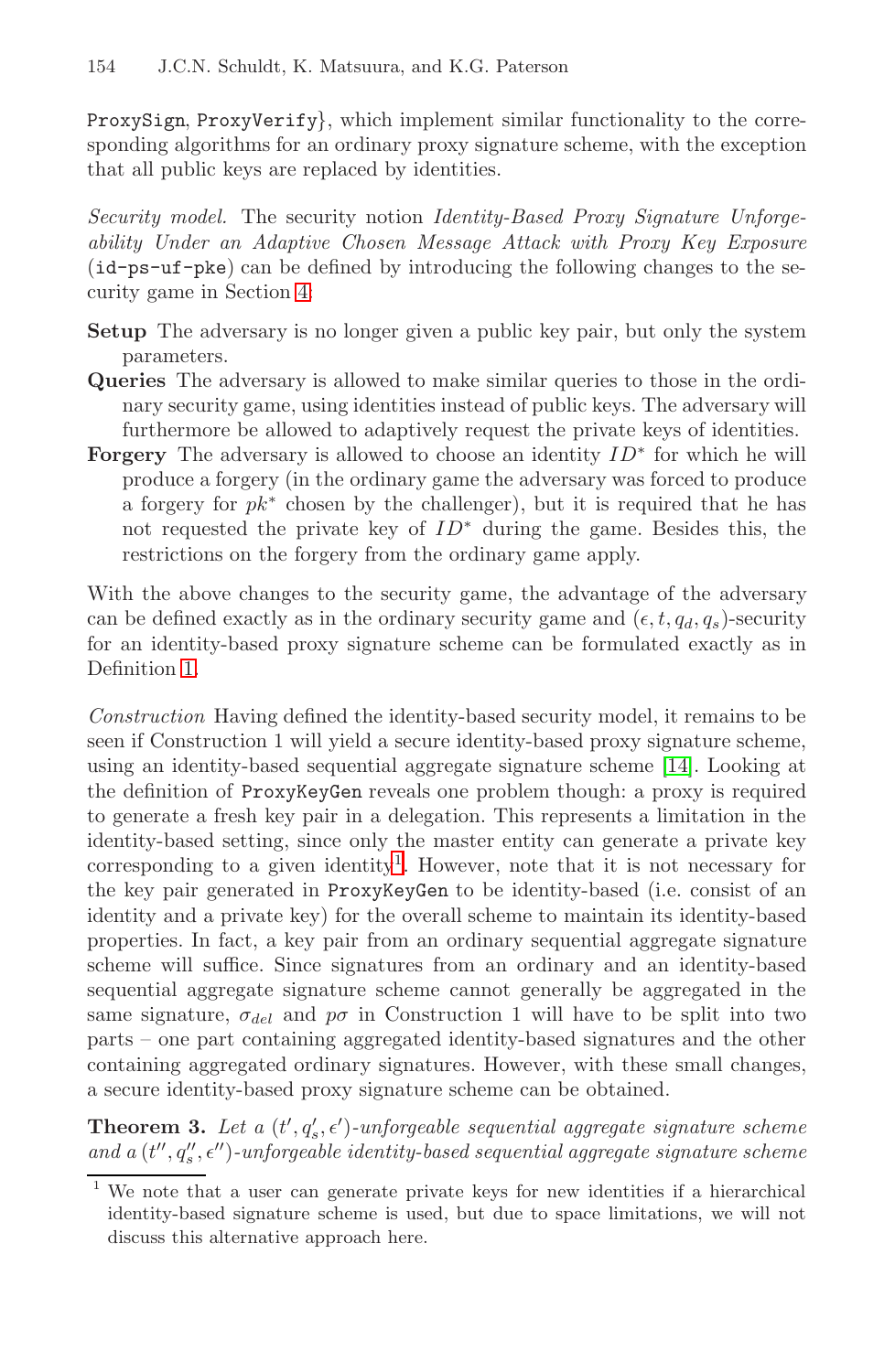ProxySign, ProxyVerify}, which implement similar functionality to the corresponding algorithms for an ordinary proxy signature scheme, with the exception that all public keys are replaced by identities.

*Security model.* The security notion *Identity-Based Proxy Signature Unforgeability Under an Adaptive Chosen Message Attack with Proxy Key Exposure* (id-ps-uf-pke) can be defined by introducing the following changes to the security game in Section 4:

**Setup** The adversary is no longer given a public key pair, but only the system parameters.

**Queries** The adversary is allowed to make similar queries to those in the ordinary security game, using identities instead of public keys. The adversary will furthermore be allowed to adaptively request the private keys of identities.

**Forgery** The adversary is allowed to choose an identity $ID^*$ for which he will produce a forgery (in the ordinary game the adversary was forced to produce a forgery for $pk^*$ chosen by the challenger), but it is required that he has not requested the private key of $ID^*$ during the game. Besides this, the restrictions on the forgery from the ordinary game apply.

With the above changes to the security game, the advantage of the adversary can be defined exactly as in the ordinary security game and $(\epsilon, t, q_d, q_s)$-security for an identity-based proxy signature scheme can be formulated exactly as in Definition 1.

*Construction* Having defined the identity-based security model, it remains to be seen if Construction 1 will yield a secure identity-based proxy signature scheme, using an identity-based sequential aggregate signature scheme [14]. Looking at the definition of ProxyKeyGen reveals one problem though: a proxy is required to generate a fresh key pair in a delegation. This represents a limitation in the identity-based setting, since only the master entity can generate a private key corresponding to a given identity[1]. However, note that it is not necessary for the key pair generated in ProxyKeyGen to be identity-based (i.e. consist of an identity and a private key) for the overall scheme to maintain its identity-based properties. In fact, a key pair from an ordinary sequential aggregate signature scheme will suffice. Since signatures from an ordinary and an identity-based sequential aggregate signature scheme cannot generally be aggregated in the same signature, $\sigma_{del}$ and $p\sigma$ in Construction 1 will have to be split into two parts – one part containing aggregated identity-based signatures and the other containing aggregated ordinary signatures. However, with these small changes, a secure identity-based proxy signature scheme can be obtained.

**Theorem 3.** *Let a $(t', q'_s, \epsilon')$-unforgeable sequential aggregate signature scheme and a $(t'', q''_s, \epsilon'')$-unforgeable identity-based sequential aggregate signature scheme*

[1] We note that a user can generate private keys for new identities if a hierarchical identity-based signature scheme is used, but due to space limitations, we will not discuss this alternative approach here.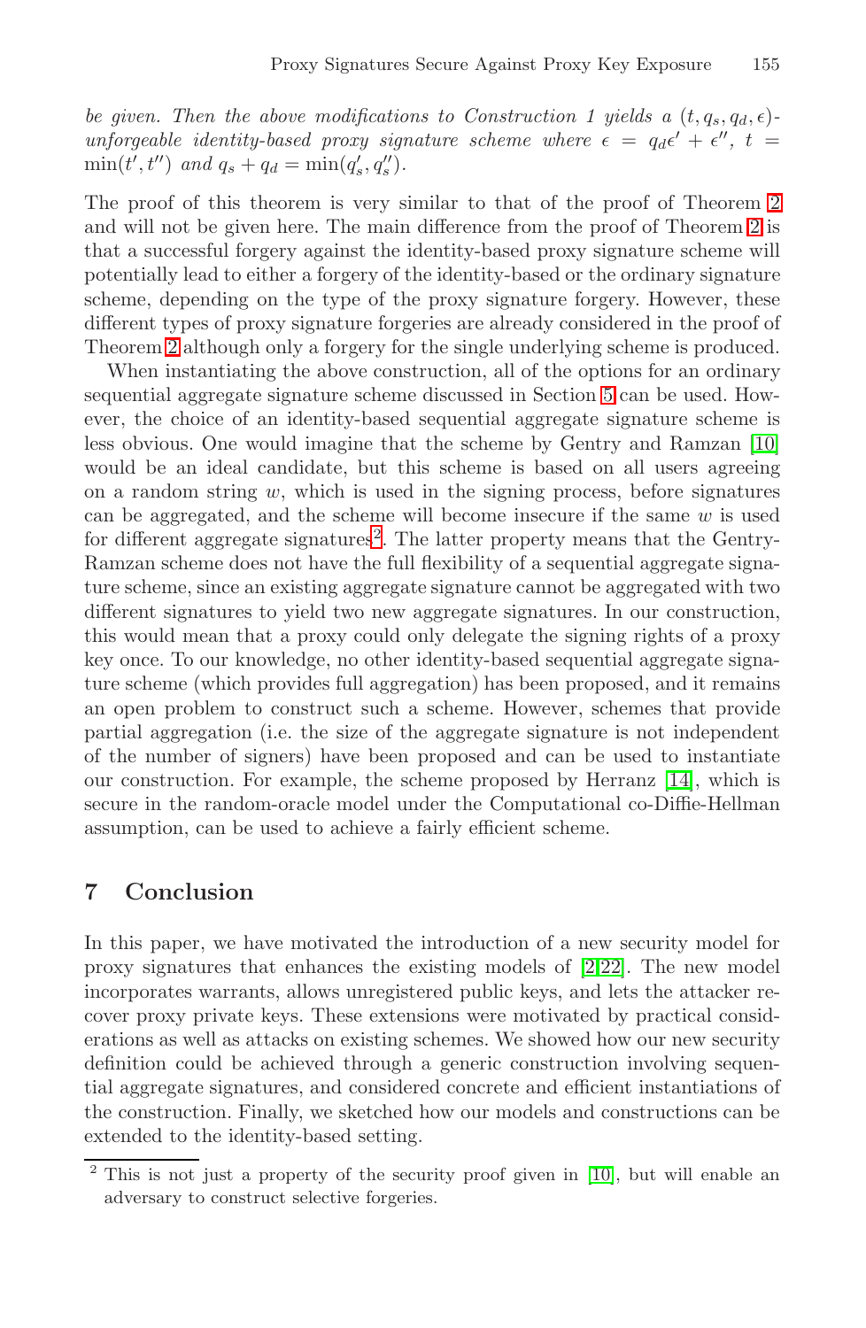*be given. Then the above modifications to Construction 1 yields a $(t, q_s, q_d, \epsilon)$-unforgeable identity-based proxy signature scheme where $\epsilon = q_d\epsilon' + \epsilon''$, $t = \min(t', t'')$ and $q_s + q_d = \min(q'_s, q''_s)$.*

The proof of this theorem is very similar to that of the proof of Theorem 2 and will not be given here. The main difference from the proof of Theorem 2 is that a successful forgery against the identity-based proxy signature scheme will potentially lead to either a forgery of the identity-based or the ordinary signature scheme, depending on the type of the proxy signature forgery. However, these different types of proxy signature forgeries are already considered in the proof of Theorem 2 although only a forgery for the single underlying scheme is produced.

When instantiating the above construction, all of the options for an ordinary sequential aggregate signature scheme discussed in Section 5 can be used. However, the choice of an identity-based sequential aggregate signature scheme is less obvious. One would imagine that the scheme by Gentry and Ramzan [10] would be an ideal candidate, but this scheme is based on all users agreeing on a random string $w$, which is used in the signing process, before signatures can be aggregated, and the scheme will become insecure if the same $w$ is used for different aggregate signatures[2]. The latter property means that the Gentry-Ramzan scheme does not have the full flexibility of a sequential aggregate signature scheme, since an existing aggregate signature cannot be aggregated with two different signatures to yield two new aggregate signatures. In our construction, this would mean that a proxy could only delegate the signing rights of a proxy key once. To our knowledge, no other identity-based sequential aggregate signature scheme (which provides full aggregation) has been proposed, and it remains an open problem to construct such a scheme. However, schemes that provide partial aggregation (i.e. the size of the aggregate signature is not independent of the number of signers) have been proposed and can be used to instantiate our construction. For example, the scheme proposed by Herranz [14], which is secure in the random-oracle model under the Computational co-Diffie-Hellman assumption, can be used to achieve a fairly efficient scheme.

## 7 Conclusion

In this paper, we have motivated the introduction of a new security model for proxy signatures that enhances the existing models of [2,22]. The new model incorporates warrants, allows unregistered public keys, and lets the attacker recover proxy private keys. These extensions were motivated by practical considerations as well as attacks on existing schemes. We showed how our new security definition could be achieved through a generic construction involving sequential aggregate signatures, and considered concrete and efficient instantiations of the construction. Finally, we sketched how our models and constructions can be extended to the identity-based setting.

---

[2] This is not just a property of the security proof given in [10], but will enable an adversary to construct selective forgeries.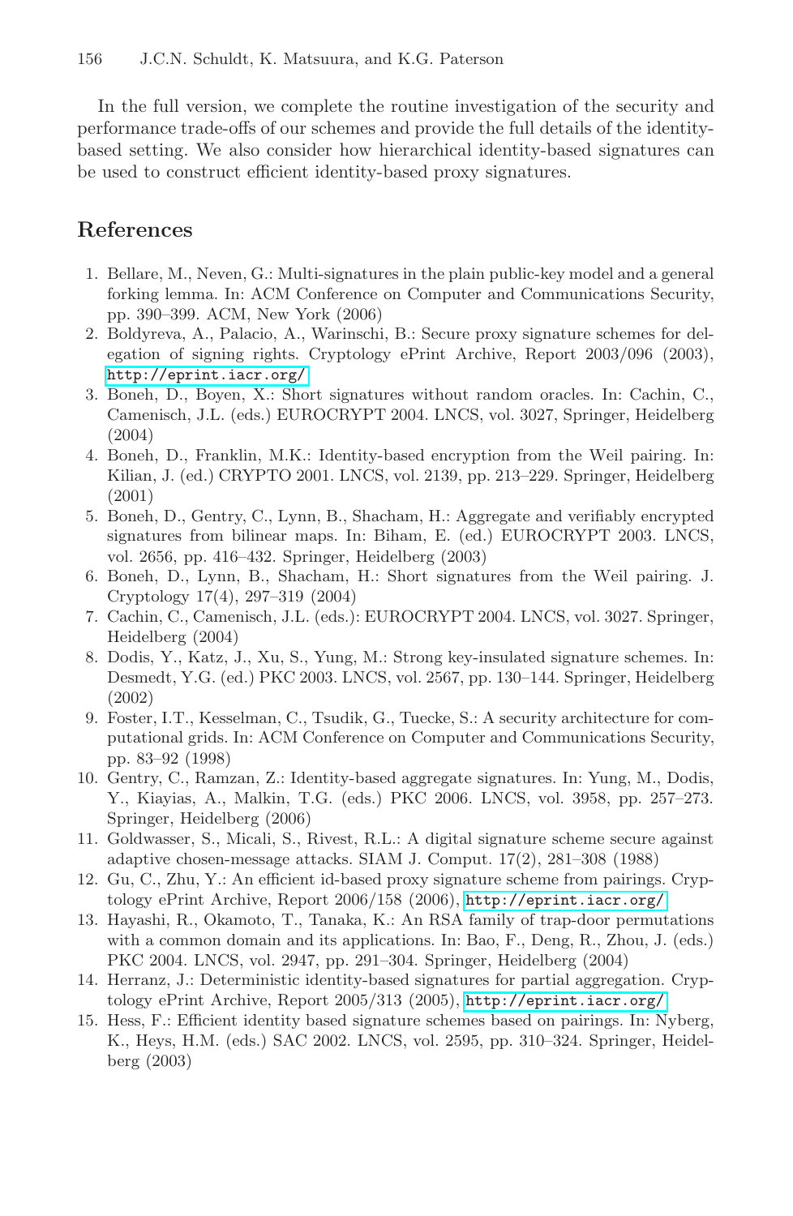In the full version, we complete the routine investigation of the security and performance trade-offs of our schemes and provide the full details of the identity-based setting. We also consider how hierarchical identity-based signatures can be used to construct efficient identity-based proxy signatures.

## References

1. Bellare, M., Neven, G.: Multi-signatures in the plain public-key model and a general forking lemma. In: ACM Conference on Computer and Communications Security, pp. 390–399. ACM, New York (2006)
2. Boldyreva, A., Palacio, A., Warinschi, B.: Secure proxy signature schemes for delegation of signing rights. Cryptology ePrint Archive, Report 2003/096 (2003), http://eprint.iacr.org/
3. Boneh, D., Boyen, X.: Short signatures without random oracles. In: Cachin, C., Camenisch, J.L. (eds.) EUROCRYPT 2004. LNCS, vol. 3027, Springer, Heidelberg (2004)
4. Boneh, D., Franklin, M.K.: Identity-based encryption from the Weil pairing. In: Kilian, J. (ed.) CRYPTO 2001. LNCS, vol. 2139, pp. 213–229. Springer, Heidelberg (2001)
5. Boneh, D., Gentry, C., Lynn, B., Shacham, H.: Aggregate and verifiably encrypted signatures from bilinear maps. In: Biham, E. (ed.) EUROCRYPT 2003. LNCS, vol. 2656, pp. 416–432. Springer, Heidelberg (2003)
6. Boneh, D., Lynn, B., Shacham, H.: Short signatures from the Weil pairing. J. Cryptology 17(4), 297–319 (2004)
7. Cachin, C., Camenisch, J.L. (eds.): EUROCRYPT 2004. LNCS, vol. 3027. Springer, Heidelberg (2004)
8. Dodis, Y., Katz, J., Xu, S., Yung, M.: Strong key-insulated signature schemes. In: Desmedt, Y.G. (ed.) PKC 2003. LNCS, vol. 2567, pp. 130–144. Springer, Heidelberg (2002)
9. Foster, I.T., Kesselman, C., Tsudik, G., Tuecke, S.: A security architecture for computational grids. In: ACM Conference on Computer and Communications Security, pp. 83–92 (1998)
10. Gentry, C., Ramzan, Z.: Identity-based aggregate signatures. In: Yung, M., Dodis, Y., Kiayias, A., Malkin, T.G. (eds.) PKC 2006. LNCS, vol. 3958, pp. 257–273. Springer, Heidelberg (2006)
11. Goldwasser, S., Micali, S., Rivest, R.L.: A digital signature scheme secure against adaptive chosen-message attacks. SIAM J. Comput. 17(2), 281–308 (1988)
12. Gu, C., Zhu, Y.: An efficient id-based proxy signature scheme from pairings. Cryptology ePrint Archive, Report 2006/158 (2006), http://eprint.iacr.org/
13. Hayashi, R., Okamoto, T., Tanaka, K.: An RSA family of trap-door permutations with a common domain and its applications. In: Bao, F., Deng, R., Zhou, J. (eds.) PKC 2004. LNCS, vol. 2947, pp. 291–304. Springer, Heidelberg (2004)
14. Herranz, J.: Deterministic identity-based signatures for partial aggregation. Cryptology ePrint Archive, Report 2005/313 (2005), http://eprint.iacr.org/
15. Hess, F.: Efficient identity based signature schemes based on pairings. In: Nyberg, K., Heys, H.M. (eds.) SAC 2002. LNCS, vol. 2595, pp. 310–324. Springer, Heidelberg (2003)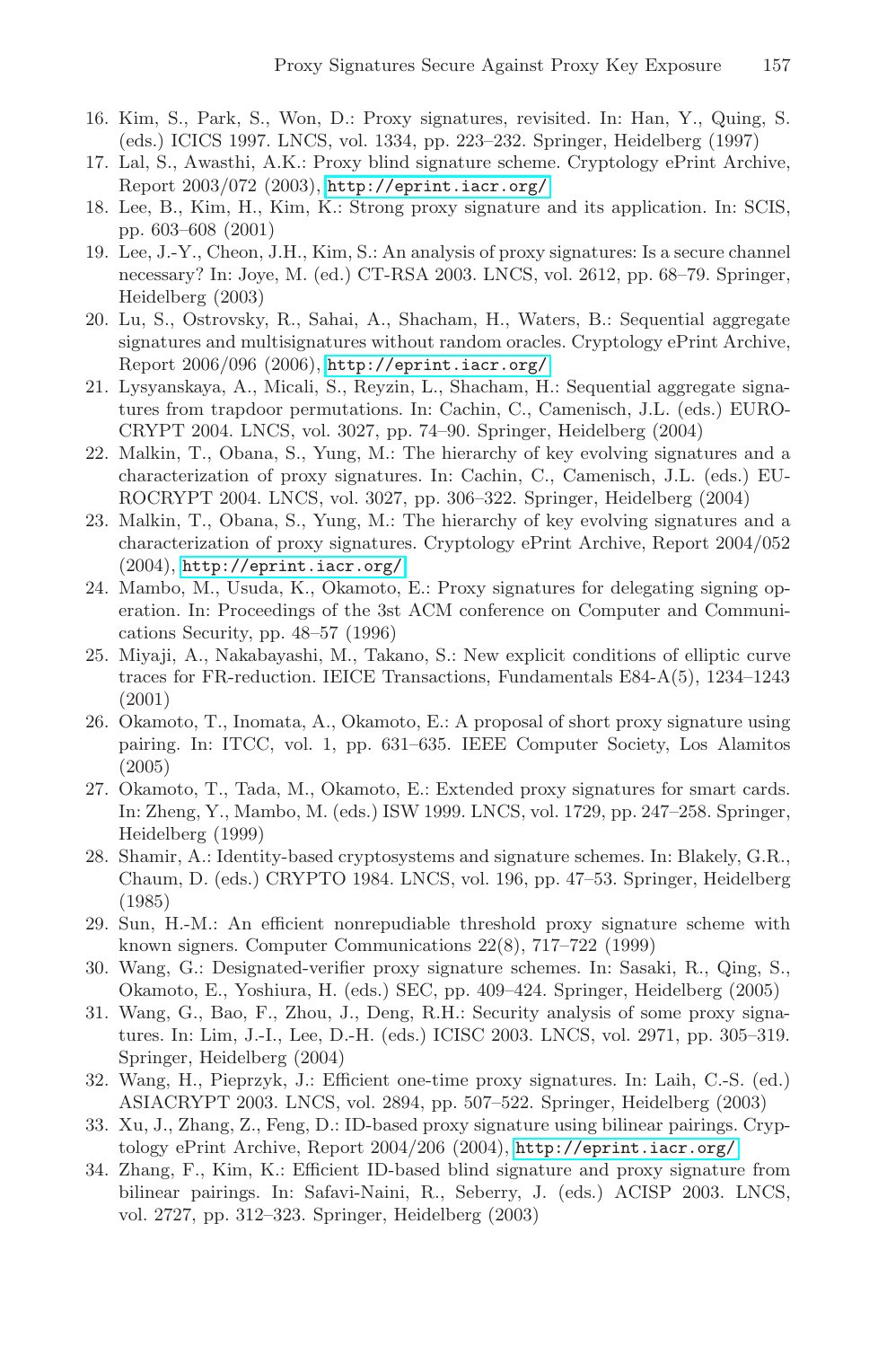16. Kim, S., Park, S., Won, D.: Proxy signatures, revisited. In: Han, Y., Quing, S. (eds.) ICICS 1997. LNCS, vol. 1334, pp. 223–232. Springer, Heidelberg (1997)
17. Lal, S., Awasthi, A.K.: Proxy blind signature scheme. Cryptology ePrint Archive, Report 2003/072 (2003), http://eprint.iacr.org/
18. Lee, B., Kim, H., Kim, K.: Strong proxy signature and its application. In: SCIS, pp. 603–608 (2001)
19. Lee, J.-Y., Cheon, J.H., Kim, S.: An analysis of proxy signatures: Is a secure channel necessary? In: Joye, M. (ed.) CT-RSA 2003. LNCS, vol. 2612, pp. 68–79. Springer, Heidelberg (2003)
20. Lu, S., Ostrovsky, R., Sahai, A., Shacham, H., Waters, B.: Sequential aggregate signatures and multisignatures without random oracles. Cryptology ePrint Archive, Report 2006/096 (2006), http://eprint.iacr.org/
21. Lysyanskaya, A., Micali, S., Reyzin, L., Shacham, H.: Sequential aggregate signatures from trapdoor permutations. In: Cachin, C., Camenisch, J.L. (eds.) EUROCRYPT 2004. LNCS, vol. 3027, pp. 74–90. Springer, Heidelberg (2004)
22. Malkin, T., Obana, S., Yung, M.: The hierarchy of key evolving signatures and a characterization of proxy signatures. In: Cachin, C., Camenisch, J.L. (eds.) EUROCRYPT 2004. LNCS, vol. 3027, pp. 306–322. Springer, Heidelberg (2004)
23. Malkin, T., Obana, S., Yung, M.: The hierarchy of key evolving signatures and a characterization of proxy signatures. Cryptology ePrint Archive, Report 2004/052 (2004), http://eprint.iacr.org/
24. Mambo, M., Usuda, K., Okamoto, E.: Proxy signatures for delegating signing operation. In: Proceedings of the 3st ACM conference on Computer and Communications Security, pp. 48–57 (1996)
25. Miyaji, A., Nakabayashi, M., Takano, S.: New explicit conditions of elliptic curve traces for FR-reduction. IEICE Transactions, Fundamentals E84-A(5), 1234–1243 (2001)
26. Okamoto, T., Inomata, A., Okamoto, E.: A proposal of short proxy signature using pairing. In: ITCC, vol. 1, pp. 631–635. IEEE Computer Society, Los Alamitos (2005)
27. Okamoto, T., Tada, M., Okamoto, E.: Extended proxy signatures for smart cards. In: Zheng, Y., Mambo, M. (eds.) ISW 1999. LNCS, vol. 1729, pp. 247–258. Springer, Heidelberg (1999)
28. Shamir, A.: Identity-based cryptosystems and signature schemes. In: Blakely, G.R., Chaum, D. (eds.) CRYPTO 1984. LNCS, vol. 196, pp. 47–53. Springer, Heidelberg (1985)
29. Sun, H.-M.: An efficient nonrepudiable threshold proxy signature scheme with known signers. Computer Communications 22(8), 717–722 (1999)
30. Wang, G.: Designated-verifier proxy signature schemes. In: Sasaki, R., Qing, S., Okamoto, E., Yoshiura, H. (eds.) SEC, pp. 409–424. Springer, Heidelberg (2005)
31. Wang, G., Bao, F., Zhou, J., Deng, R.H.: Security analysis of some proxy signatures. In: Lim, J.-I., Lee, D.-H. (eds.) ICISC 2003. LNCS, vol. 2971, pp. 305–319. Springer, Heidelberg (2004)
32. Wang, H., Pieprzyk, J.: Efficient one-time proxy signatures. In: Laih, C.-S. (ed.) ASIACRYPT 2003. LNCS, vol. 2894, pp. 507–522. Springer, Heidelberg (2003)
33. Xu, J., Zhang, Z., Feng, D.: ID-based proxy signature using bilinear pairings. Cryptology ePrint Archive, Report 2004/206 (2004), http://eprint.iacr.org/
34. Zhang, F., Kim, K.: Efficient ID-based blind signature and proxy signature from bilinear pairings. In: Safavi-Naini, R., Seberry, J. (eds.) ACISP 2003. LNCS, vol. 2727, pp. 312–323. Springer, Heidelberg (2003)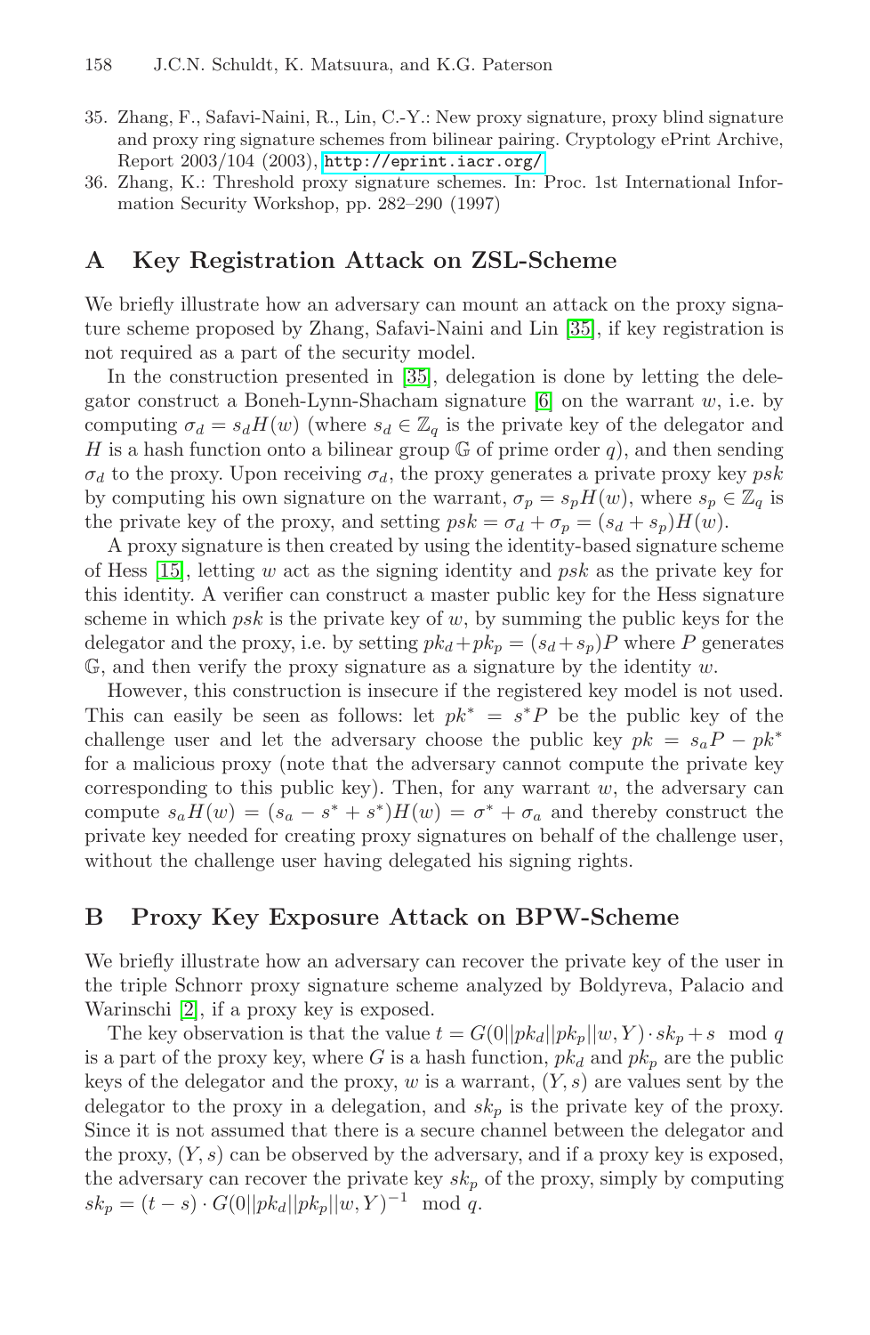35. Zhang, F., Safavi-Naini, R., Lin, C.-Y.: New proxy signature, proxy blind signature and proxy ring signature schemes from bilinear pairing. Cryptology ePrint Archive, Report 2003/104 (2003), http://eprint.iacr.org/
36. Zhang, K.: Threshold proxy signature schemes. In: Proc. 1st International Information Security Workshop, pp. 282–290 (1997)

## A Key Registration Attack on ZSL-Scheme

We briefly illustrate how an adversary can mount an attack on the proxy signature scheme proposed by Zhang, Safavi-Naini and Lin [35], if key registration is not required as a part of the security model.

In the construction presented in [35], delegation is done by letting the delegator construct a Boneh-Lynn-Shacham signature [6] on the warrant $w$, i.e. by computing $\sigma_d = s_d H(w)$ (where $s_d \in \mathbb{Z}_q$ is the private key of the delegator and $H$ is a hash function onto a bilinear group $\mathbb{G}$ of prime order $q$), and then sending $\sigma_d$ to the proxy. Upon receiving $\sigma_d$, the proxy generates a private proxy key $psk$ by computing his own signature on the warrant, $\sigma_p = s_p H(w)$, where $s_p \in \mathbb{Z}_q$ is the private key of the proxy, and setting $psk = \sigma_d + \sigma_p = (s_d + s_p)H(w)$.

A proxy signature is then created by using the identity-based signature scheme of Hess [15], letting $w$ act as the signing identity and $psk$ as the private key for this identity. A verifier can construct a master public key for the Hess signature scheme in which $psk$ is the private key of $w$, by summing the public keys for the delegator and the proxy, i.e. by setting $pk_d + pk_p = (s_d + s_p)P$ where $P$ generates $\mathbb{G}$, and then verify the proxy signature as a signature by the identity $w$.

However, this construction is insecure if the registered key model is not used. This can easily be seen as follows: let $pk^* = s^*P$ be the public key of the challenge user and let the adversary choose the public key $pk = s_a P - pk^*$ for a malicious proxy (note that the adversary cannot compute the private key corresponding to this public key). Then, for any warrant $w$, the adversary can compute $s_a H(w) = (s_a - s^* + s^*)H(w) = \sigma^* + \sigma_a$ and thereby construct the private key needed for creating proxy signatures on behalf of the challenge user, without the challenge user having delegated his signing rights.

## B Proxy Key Exposure Attack on BPW-Scheme

We briefly illustrate how an adversary can recover the private key of the user in the triple Schnorr proxy signature scheme analyzed by Boldyreva, Palacio and Warinschi [2], if a proxy key is exposed.

The key observation is that the value $t = G(0||pk_d||pk_p||w, Y) \cdot sk_p + s \mod q$ is a part of the proxy key, where $G$ is a hash function, $pk_d$ and $pk_p$ are the public keys of the delegator and the proxy, $w$ is a warrant, $(Y, s)$ are values sent by the delegator to the proxy in a delegation, and $sk_p$ is the private key of the proxy. Since it is not assumed that there is a secure channel between the delegator and the proxy, $(Y, s)$ can be observed by the adversary, and if a proxy key is exposed, the adversary can recover the private key $sk_p$ of the proxy, simply by computing $sk_p = (t - s) \cdot G(0||pk_d||pk_p||w, Y)^{-1} \mod q$.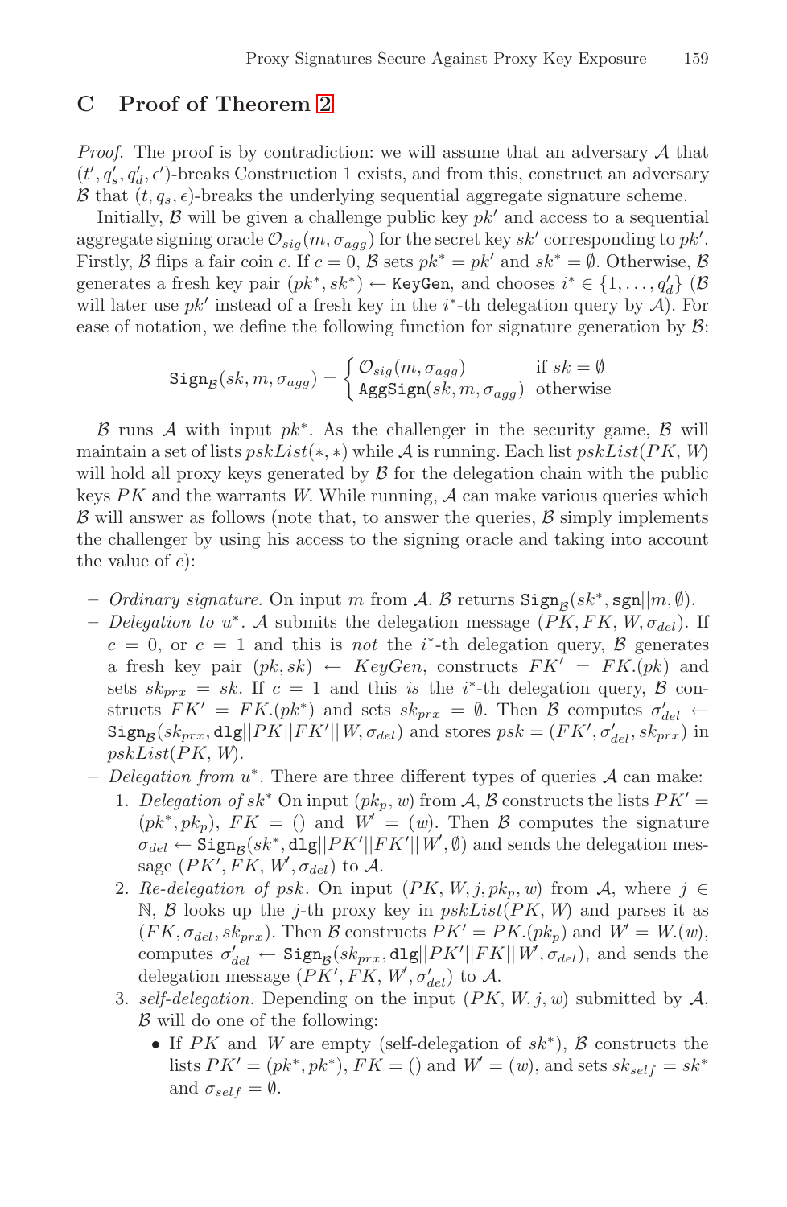## C Proof of Theorem 2

*Proof.* The proof is by contradiction: we will assume that an adversary $\mathcal{A}$ that $(t', q_s', q_d', \epsilon')$-breaks Construction 1 exists, and from this, construct an adversary $\mathcal{B}$ that $(t, q_s, \epsilon)$-breaks the underlying sequential aggregate signature scheme.

Initially, $\mathcal{B}$ will be given a challenge public key $pk'$ and access to a sequential aggregate signing oracle $\mathcal{O}_{sig}(m, \sigma_{agg})$ for the secret key $sk'$ corresponding to $pk'$. Firstly, $\mathcal{B}$ flips a fair coin $c$. If $c = 0$, $\mathcal{B}$ sets $pk^* = pk'$ and $sk^* = \emptyset$. Otherwise, $\mathcal{B}$ generates a fresh key pair $(pk^*, sk^*) \leftarrow \texttt{KeyGen}$, and chooses $i^* \in \{1, \ldots, q_d'\}$ ($\mathcal{B}$ will later use $pk'$ instead of a fresh key in the $i^*$-th delegation query by $\mathcal{A}$). For ease of notation, we define the following function for signature generation by $\mathcal{B}$:

$$\texttt{Sign}_{\mathcal{B}}(sk, m, \sigma_{agg}) = \begin{cases} \mathcal{O}_{sig}(m, \sigma_{agg}) & \text{if } sk = \emptyset \\ \texttt{AggSign}(sk, m, \sigma_{agg}) & \text{otherwise} \end{cases}$$

$\mathcal{B}$ runs $\mathcal{A}$ with input $pk^*$. As the challenger in the security game, $\mathcal{B}$ will maintain a set of lists $pskList(*, *)$ while $\mathcal{A}$ is running. Each list $pskList(PK, W)$ will hold all proxy keys generated by $\mathcal{B}$ for the delegation chain with the public keys $PK$ and the warrants $W$. While running, $\mathcal{A}$ can make various queries which $\mathcal{B}$ will answer as follows (note that, to answer the queries, $\mathcal{B}$ simply implements the challenger by using his access to the signing oracle and taking into account the value of $c$):

- *Ordinary signature.* On input $m$ from $\mathcal{A}$, $\mathcal{B}$ returns $\texttt{Sign}_{\mathcal{B}}(sk^*, \texttt{sgn}||m, \emptyset)$.
- *Delegation to $u^*$.* $\mathcal{A}$ submits the delegation message $(PK, FK, W, \sigma_{del})$. If $c = 0$, or $c = 1$ and this is *not* the $i^*$-th delegation query, $\mathcal{B}$ generates a fresh key pair $(pk, sk) \leftarrow KeyGen$, constructs $FK' = FK.(pk)$ and sets $sk_{prx} = sk$. If $c = 1$ and this *is* the $i^*$-th delegation query, $\mathcal{B}$ constructs $FK' = FK.(pk^*)$ and sets $sk_{prx} = \emptyset$. Then $\mathcal{B}$ computes $\sigma_{del}' \leftarrow \texttt{Sign}_{\mathcal{B}}(sk_{prx}, \texttt{dlg}||PK||FK'||W, \sigma_{del})$ and stores $psk = (FK', \sigma_{del}', sk_{prx})$ in $pskList(PK, W)$.
- *Delegation from $u^*$.* There are three different types of queries $\mathcal{A}$ can make:
  1. *Delegation of $sk^*$* On input $(pk_p, w)$ from $\mathcal{A}$, $\mathcal{B}$ constructs the lists $PK' = (pk^*, pk_p)$, $FK = ()$ and $W' = (w)$. Then $\mathcal{B}$ computes the signature $\sigma_{del} \leftarrow \texttt{Sign}_{\mathcal{B}}(sk^*, \texttt{dlg}||PK'||FK'||W', \emptyset)$ and sends the delegation message $(PK', FK, W', \sigma_{del})$ to $\mathcal{A}$.
  2. *Re-delegation of psk.* On input $(PK, W, j, pk_p, w)$ from $\mathcal{A}$, where $j \in \mathbb{N}$, $\mathcal{B}$ looks up the $j$-th proxy key in $pskList(PK, W)$ and parses it as $(FK, \sigma_{del}, sk_{prx})$. Then $\mathcal{B}$ constructs $PK' = PK.(pk_p)$ and $W' = W.(w)$, computes $\sigma_{del}' \leftarrow \texttt{Sign}_{\mathcal{B}}(sk_{prx}, \texttt{dlg}||PK'||FK||W', \sigma_{del})$, and sends the delegation message $(PK', FK, W', \sigma_{del}')$ to $\mathcal{A}$.
  3. *self-delegation.* Depending on the input $(PK, W, j, w)$ submitted by $\mathcal{A}$, $\mathcal{B}$ will do one of the following:
     - If $PK$ and $W$ are empty (self-delegation of $sk^*$), $\mathcal{B}$ constructs the lists $PK' = (pk^*, pk^*)$, $FK = ()$ and $W' = (w)$, and sets $sk_{self} = sk^*$ and $\sigma_{self} = \emptyset$.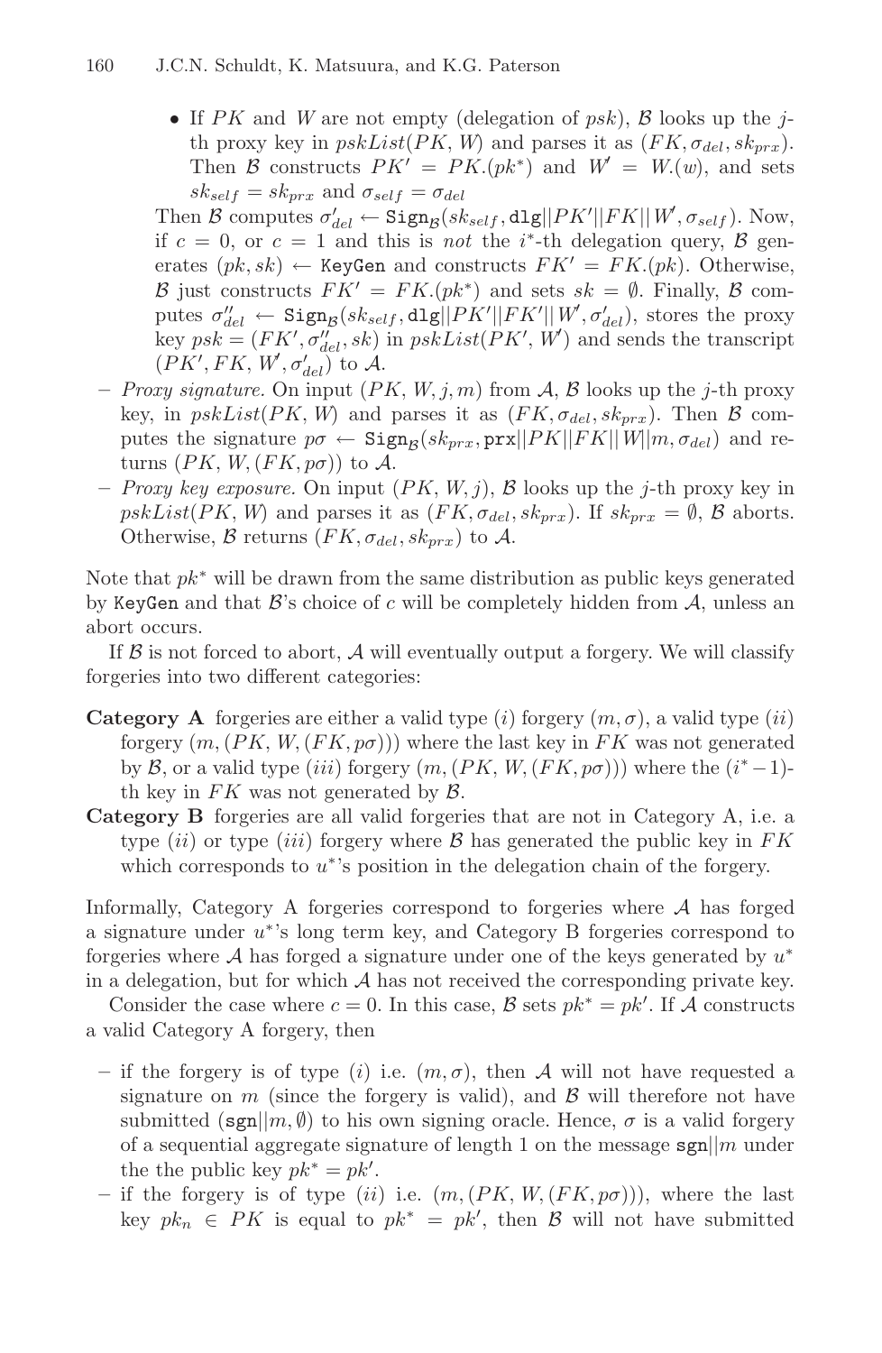- If $PK$ and $W$ are not empty (delegation of $psk$), $\mathcal{B}$ looks up the $j$-th proxy key in $pskList(PK, W)$ and parses it as $(FK, \sigma_{del}, sk_{prx})$. Then $\mathcal{B}$ constructs $PK' = PK.(pk^*)$ and $W' = W.(w)$, and sets $sk_{self} = sk_{prx}$ and $\sigma_{self} = \sigma_{del}$

  Then $\mathcal{B}$ computes $\sigma'_{del} \leftarrow \mathtt{Sign}_{\mathcal{B}}(sk_{self}, \mathtt{dlg}||PK'||FK||W', \sigma_{self})$. Now, if $c = 0$, or $c = 1$ and this is *not* the $i^*$-th delegation query, $\mathcal{B}$ generates $(pk, sk) \leftarrow \mathtt{KeyGen}$ and constructs $FK' = FK.(pk)$. Otherwise, $\mathcal{B}$ just constructs $FK' = FK.(pk^*)$ and sets $sk = \emptyset$. Finally, $\mathcal{B}$ computes $\sigma''_{del} \leftarrow \mathtt{Sign}_{\mathcal{B}}(sk_{self}, \mathtt{dlg}||PK'||FK'||W', \sigma'_{del})$, stores the proxy key $psk = (FK', \sigma''_{del}, sk)$ in $pskList(PK', W')$ and sends the transcript $(PK', FK, W', \sigma'_{del})$ to $\mathcal{A}$.

- *Proxy signature.* On input $(PK, W, j, m)$ from $\mathcal{A}$, $\mathcal{B}$ looks up the $j$-th proxy key, in $pskList(PK, W)$ and parses it as $(FK, \sigma_{del}, sk_{prx})$. Then $\mathcal{B}$ computes the signature $p\sigma \leftarrow \mathtt{Sign}_{\mathcal{B}}(sk_{prx}, \mathtt{prx}||PK||FK||W||m, \sigma_{del})$ and returns $(PK, W, (FK, p\sigma))$ to $\mathcal{A}$.
- *Proxy key exposure.* On input $(PK, W, j)$, $\mathcal{B}$ looks up the $j$-th proxy key in $pskList(PK, W)$ and parses it as $(FK, \sigma_{del}, sk_{prx})$. If $sk_{prx} = \emptyset$, $\mathcal{B}$ aborts. Otherwise, $\mathcal{B}$ returns $(FK, \sigma_{del}, sk_{prx})$ to $\mathcal{A}$.

Note that $pk^*$ will be drawn from the same distribution as public keys generated by KeyGen and that $\mathcal{B}$'s choice of $c$ will be completely hidden from $\mathcal{A}$, unless an abort occurs.

If $\mathcal{B}$ is not forced to abort, $\mathcal{A}$ will eventually output a forgery. We will classify forgeries into two different categories:

**Category A** forgeries are either a valid type $(i)$ forgery $(m, \sigma)$, a valid type $(ii)$ forgery $(m, (PK, W, (FK, p\sigma)))$ where the last key in $FK$ was not generated by $\mathcal{B}$, or a valid type $(iii)$ forgery $(m, (PK, W, (FK, p\sigma)))$ where the $(i^*-1)$-th key in $FK$ was not generated by $\mathcal{B}$.

**Category B** forgeries are all valid forgeries that are not in Category A, i.e. a type $(ii)$ or type $(iii)$ forgery where $\mathcal{B}$ has generated the public key in $FK$ which corresponds to $u^*$'s position in the delegation chain of the forgery.

Informally, Category A forgeries correspond to forgeries where $\mathcal{A}$ has forged a signature under $u^*$'s long term key, and Category B forgeries correspond to forgeries where $\mathcal{A}$ has forged a signature under one of the keys generated by $u^*$ in a delegation, but for which $\mathcal{A}$ has not received the corresponding private key.

Consider the case where $c = 0$. In this case, $\mathcal{B}$ sets $pk^* = pk'$. If $\mathcal{A}$ constructs a valid Category A forgery, then

- if the forgery is of type $(i)$ i.e. $(m, \sigma)$, then $\mathcal{A}$ will not have requested a signature on $m$ (since the forgery is valid), and $\mathcal{B}$ will therefore not have submitted $(\mathtt{sgn}||m, \emptyset)$ to his own signing oracle. Hence, $\sigma$ is a valid forgery of a sequential aggregate signature of length 1 on the message $\mathtt{sgn}||m$ under the the public key $pk^* = pk'$.
- if the forgery is of type $(ii)$ i.e. $(m, (PK, W, (FK, p\sigma)))$, where the last key $pk_n \in PK$ is equal to $pk^* = pk'$, then $\mathcal{B}$ will not have submitted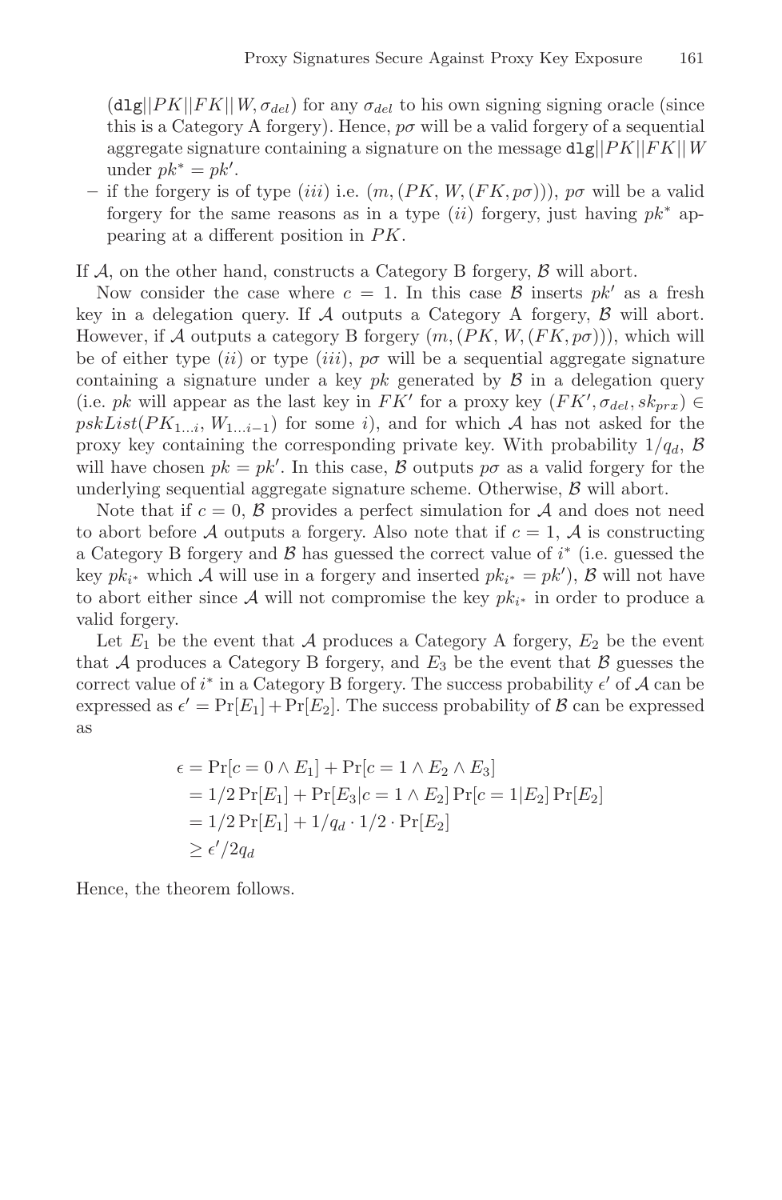($\texttt{dlg}||PK||FK||W, \sigma_{del}$) for any $\sigma_{del}$ to his own signing signing oracle (since this is a Category A forgery). Hence, $p\sigma$ will be a valid forgery of a sequential aggregate signature containing a signature on the message $\texttt{dlg}||PK||FK||W$ under $pk^* = pk'$.

- if the forgery is of type $(iii)$ i.e. $(m, (PK, W, (FK, p\sigma)))$, $p\sigma$ will be a valid forgery for the same reasons as in a type $(ii)$ forgery, just having $pk^*$ appearing at a different position in $PK$.

If $\mathcal{A}$, on the other hand, constructs a Category B forgery, $\mathcal{B}$ will abort.

Now consider the case where $c = 1$. In this case $\mathcal{B}$ inserts $pk'$ as a fresh key in a delegation query. If $\mathcal{A}$ outputs a Category A forgery, $\mathcal{B}$ will abort. However, if $\mathcal{A}$ outputs a category B forgery $(m, (PK, W, (FK, p\sigma)))$, which will be of either type $(ii)$ or type $(iii)$, $p\sigma$ will be a sequential aggregate signature containing a signature under a key $pk$ generated by $\mathcal{B}$ in a delegation query (i.e. $pk$ will appear as the last key in $FK'$ for a proxy key $(FK', \sigma_{del}, sk_{prx}) \in pskList(PK_{1\ldots i}, W_{1\ldots i-1})$ for some $i$), and for which $\mathcal{A}$ has not asked for the proxy key containing the corresponding private key. With probability $1/q_d$, $\mathcal{B}$ will have chosen $pk = pk'$. In this case, $\mathcal{B}$ outputs $p\sigma$ as a valid forgery for the underlying sequential aggregate signature scheme. Otherwise, $\mathcal{B}$ will abort.

Note that if $c = 0$, $\mathcal{B}$ provides a perfect simulation for $\mathcal{A}$ and does not need to abort before $\mathcal{A}$ outputs a forgery. Also note that if $c = 1$, $\mathcal{A}$ is constructing a Category B forgery and $\mathcal{B}$ has guessed the correct value of $i^*$ (i.e. guessed the key $pk_{i^*}$ which $\mathcal{A}$ will use in a forgery and inserted $pk_{i^*} = pk'$), $\mathcal{B}$ will not have to abort either since $\mathcal{A}$ will not compromise the key $pk_{i^*}$ in order to produce a valid forgery.

Let $E_1$ be the event that $\mathcal{A}$ produces a Category A forgery, $E_2$ be the event that $\mathcal{A}$ produces a Category B forgery, and $E_3$ be the event that $\mathcal{B}$ guesses the correct value of $i^*$ in a Category B forgery. The success probability $\epsilon'$ of $\mathcal{A}$ can be expressed as $\epsilon' = \Pr[E_1] + \Pr[E_2]$. The success probability of $\mathcal{B}$ can be expressed as

$$
\begin{aligned}
\epsilon &= \Pr[c = 0 \wedge E_1] + \Pr[c = 1 \wedge E_2 \wedge E_3] \\
&= 1/2 \Pr[E_1] + \Pr[E_3 | c = 1 \wedge E_2] \Pr[c = 1 | E_2] \Pr[E_2] \\
&= 1/2 \Pr[E_1] + 1/q_d \cdot 1/2 \cdot \Pr[E_2] \\
&\geq \epsilon'/2q_d
\end{aligned}
$$

Hence, the theorem follows.